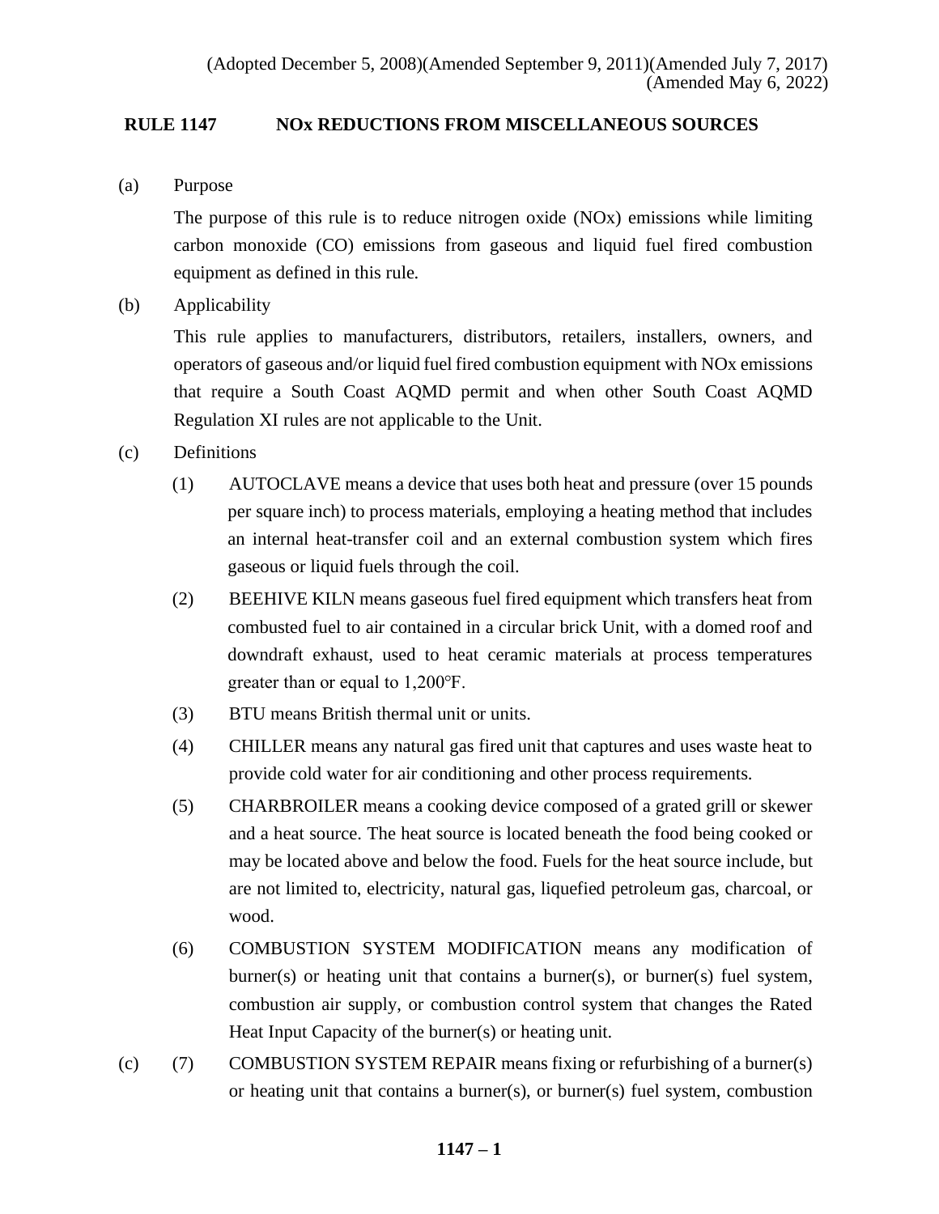(Adopted December 5, 2008)(Amended September 9, 2011)(Amended July 7, 2017)
(Amended May 6, 2022)

## RULE 1147 NOx REDUCTIONS FROM MISCELLANEOUS SOURCES

(a) Purpose

The purpose of this rule is to reduce nitrogen oxide (NOx) emissions while limiting carbon monoxide (CO) emissions from gaseous and liquid fuel fired combustion equipment as defined in this rule.

(b) Applicability

This rule applies to manufacturers, distributors, retailers, installers, owners, and operators of gaseous and/or liquid fuel fired combustion equipment with NOx emissions that require a South Coast AQMD permit and when other South Coast AQMD Regulation XI rules are not applicable to the Unit.

(c) Definitions

(1) AUTOCLAVE means a device that uses both heat and pressure (over 15 pounds per square inch) to process materials, employing a heating method that includes an internal heat-transfer coil and an external combustion system which fires gaseous or liquid fuels through the coil.

(2) BEEHIVE KILN means gaseous fuel fired equipment which transfers heat from combusted fuel to air contained in a circular brick Unit, with a domed roof and downdraft exhaust, used to heat ceramic materials at process temperatures greater than or equal to 1,200°F.

(3) BTU means British thermal unit or units.

(4) CHILLER means any natural gas fired unit that captures and uses waste heat to provide cold water for air conditioning and other process requirements.

(5) CHARBROILER means a cooking device composed of a grated grill or skewer and a heat source. The heat source is located beneath the food being cooked or may be located above and below the food. Fuels for the heat source include, but are not limited to, electricity, natural gas, liquefied petroleum gas, charcoal, or wood.

(6) COMBUSTION SYSTEM MODIFICATION means any modification of burner(s) or heating unit that contains a burner(s), or burner(s) fuel system, combustion air supply, or combustion control system that changes the Rated Heat Input Capacity of the burner(s) or heating unit.

(c) (7) COMBUSTION SYSTEM REPAIR means fixing or refurbishing of a burner(s) or heating unit that contains a burner(s), or burner(s) fuel system, combustion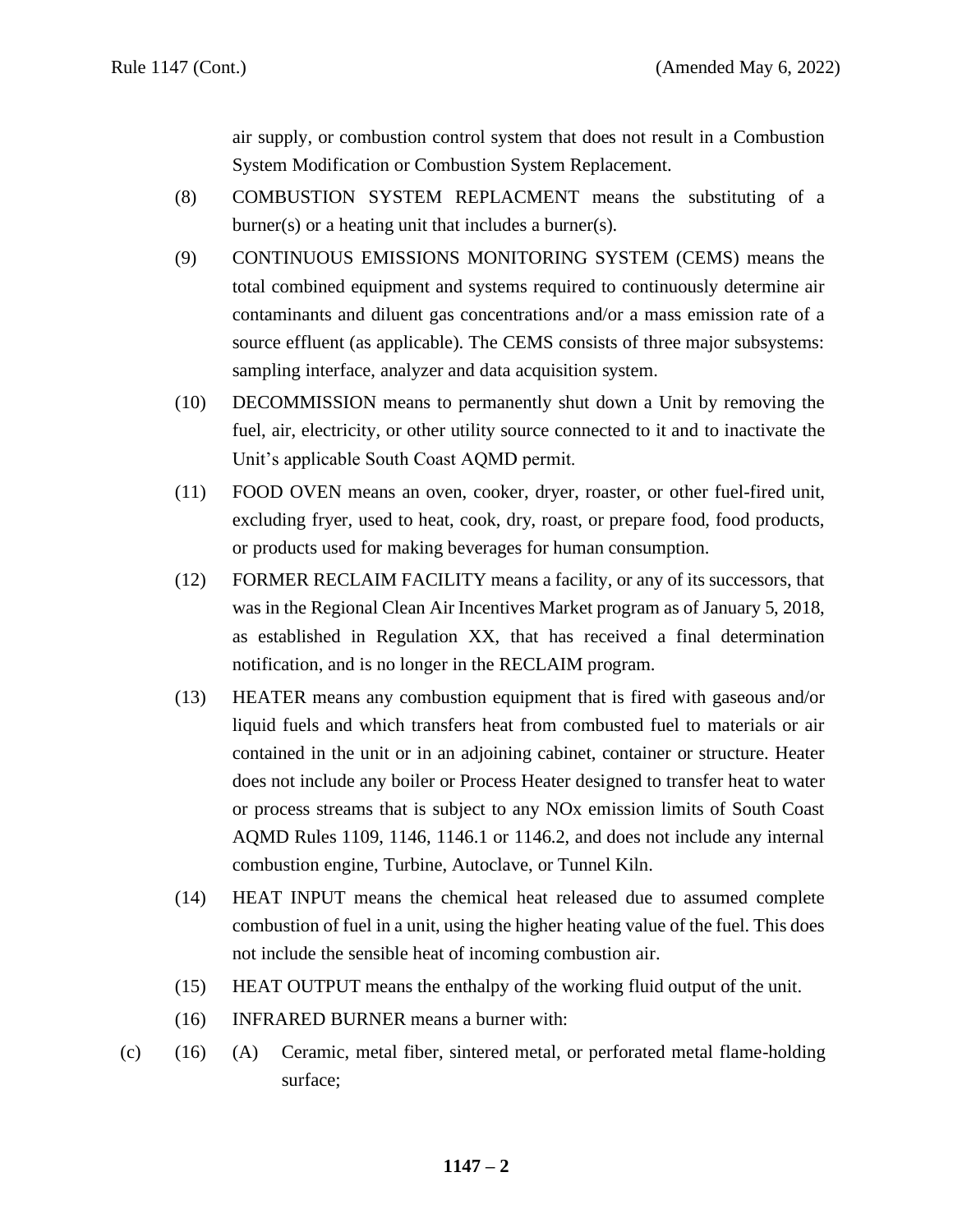air supply, or combustion control system that does not result in a Combustion System Modification or Combustion System Replacement.

(8) COMBUSTION SYSTEM REPLACMENT means the substituting of a burner(s) or a heating unit that includes a burner(s).

(9) CONTINUOUS EMISSIONS MONITORING SYSTEM (CEMS) means the total combined equipment and systems required to continuously determine air contaminants and diluent gas concentrations and/or a mass emission rate of a source effluent (as applicable). The CEMS consists of three major subsystems: sampling interface, analyzer and data acquisition system.

(10) DECOMMISSION means to permanently shut down a Unit by removing the fuel, air, electricity, or other utility source connected to it and to inactivate the Unit's applicable South Coast AQMD permit.

(11) FOOD OVEN means an oven, cooker, dryer, roaster, or other fuel-fired unit, excluding fryer, used to heat, cook, dry, roast, or prepare food, food products, or products used for making beverages for human consumption.

(12) FORMER RECLAIM FACILITY means a facility, or any of its successors, that was in the Regional Clean Air Incentives Market program as of January 5, 2018, as established in Regulation XX, that has received a final determination notification, and is no longer in the RECLAIM program.

(13) HEATER means any combustion equipment that is fired with gaseous and/or liquid fuels and which transfers heat from combusted fuel to materials or air contained in the unit or in an adjoining cabinet, container or structure. Heater does not include any boiler or Process Heater designed to transfer heat to water or process streams that is subject to any NOx emission limits of South Coast AQMD Rules 1109, 1146, 1146.1 or 1146.2, and does not include any internal combustion engine, Turbine, Autoclave, or Tunnel Kiln.

(14) HEAT INPUT means the chemical heat released due to assumed complete combustion of fuel in a unit, using the higher heating value of the fuel. This does not include the sensible heat of incoming combustion air.

(15) HEAT OUTPUT means the enthalpy of the working fluid output of the unit.

(16) INFRARED BURNER means a burner with:

(c) (16) (A) Ceramic, metal fiber, sintered metal, or perforated metal flame-holding surface;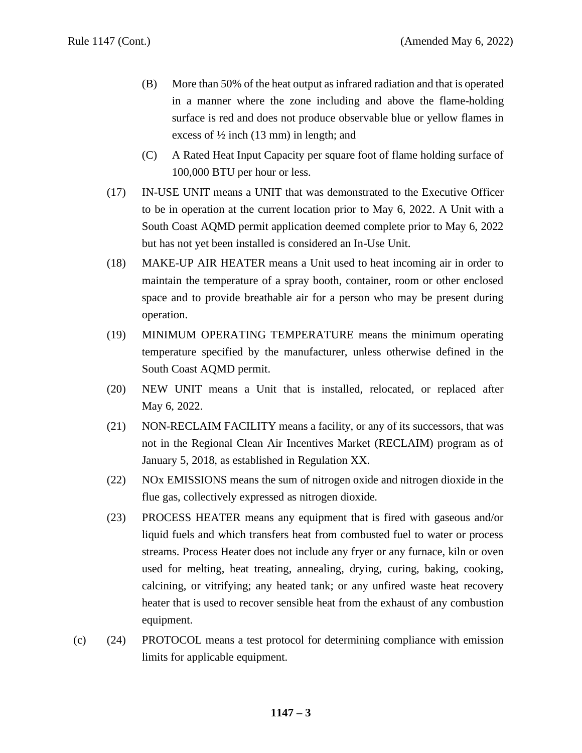(B) More than 50% of the heat output as infrared radiation and that is operated in a manner where the zone including and above the flame-holding surface is red and does not produce observable blue or yellow flames in excess of ½ inch (13 mm) in length; and

(C) A Rated Heat Input Capacity per square foot of flame holding surface of 100,000 BTU per hour or less.

(17) IN-USE UNIT means a UNIT that was demonstrated to the Executive Officer to be in operation at the current location prior to May 6, 2022. A Unit with a South Coast AQMD permit application deemed complete prior to May 6, 2022 but has not yet been installed is considered an In-Use Unit.

(18) MAKE-UP AIR HEATER means a Unit used to heat incoming air in order to maintain the temperature of a spray booth, container, room or other enclosed space and to provide breathable air for a person who may be present during operation.

(19) MINIMUM OPERATING TEMPERATURE means the minimum operating temperature specified by the manufacturer, unless otherwise defined in the South Coast AQMD permit.

(20) NEW UNIT means a Unit that is installed, relocated, or replaced after May 6, 2022.

(21) NON-RECLAIM FACILITY means a facility, or any of its successors, that was not in the Regional Clean Air Incentives Market (RECLAIM) program as of January 5, 2018, as established in Regulation XX.

(22) $NO_x$ EMISSIONS means the sum of nitrogen oxide and nitrogen dioxide in the flue gas, collectively expressed as nitrogen dioxide.

(23) PROCESS HEATER means any equipment that is fired with gaseous and/or liquid fuels and which transfers heat from combusted fuel to water or process streams. Process Heater does not include any fryer or any furnace, kiln or oven used for melting, heat treating, annealing, drying, curing, baking, cooking, calcining, or vitrifying; any heated tank; or any unfired waste heat recovery heater that is used to recover sensible heat from the exhaust of any combustion equipment.

(c) (24) PROTOCOL means a test protocol for determining compliance with emission limits for applicable equipment.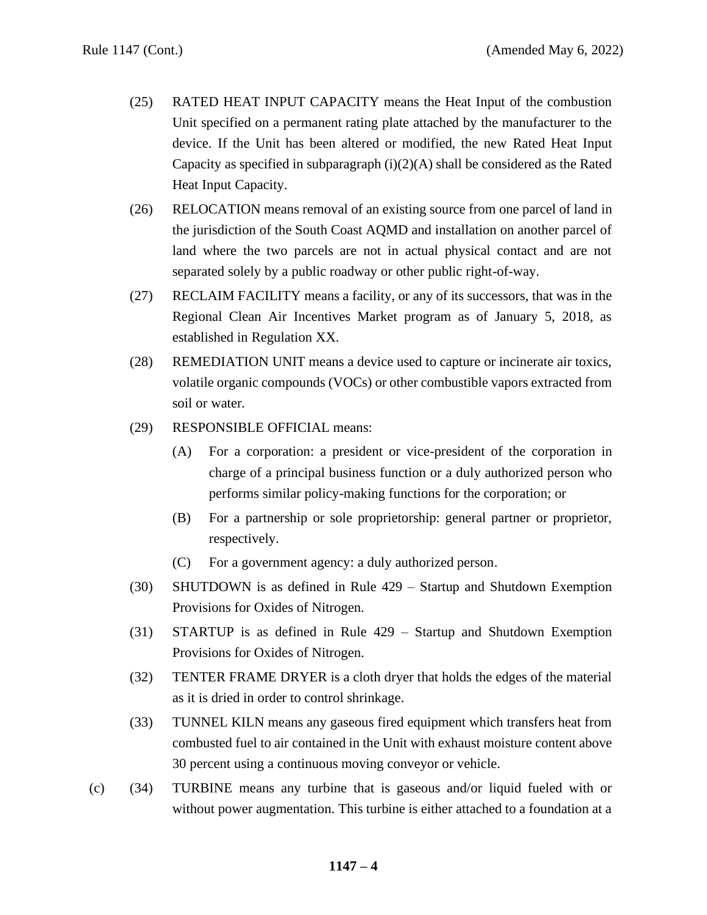(25) RATED HEAT INPUT CAPACITY means the Heat Input of the combustion Unit specified on a permanent rating plate attached by the manufacturer to the device. If the Unit has been altered or modified, the new Rated Heat Input Capacity as specified in subparagraph (i)(2)(A) shall be considered as the Rated Heat Input Capacity.

(26) RELOCATION means removal of an existing source from one parcel of land in the jurisdiction of the South Coast AQMD and installation on another parcel of land where the two parcels are not in actual physical contact and are not separated solely by a public roadway or other public right-of-way.

(27) RECLAIM FACILITY means a facility, or any of its successors, that was in the Regional Clean Air Incentives Market program as of January 5, 2018, as established in Regulation XX.

(28) REMEDIATION UNIT means a device used to capture or incinerate air toxics, volatile organic compounds (VOCs) or other combustible vapors extracted from soil or water.

(29) RESPONSIBLE OFFICIAL means:

   (A) For a corporation: a president or vice-president of the corporation in charge of a principal business function or a duly authorized person who performs similar policy-making functions for the corporation; or

   (B) For a partnership or sole proprietorship: general partner or proprietor, respectively.

   (C) For a government agency: a duly authorized person.

(30) SHUTDOWN is as defined in Rule 429 – Startup and Shutdown Exemption Provisions for Oxides of Nitrogen.

(31) STARTUP is as defined in Rule 429 – Startup and Shutdown Exemption Provisions for Oxides of Nitrogen.

(32) TENTER FRAME DRYER is a cloth dryer that holds the edges of the material as it is dried in order to control shrinkage.

(33) TUNNEL KILN means any gaseous fired equipment which transfers heat from combusted fuel to air contained in the Unit with exhaust moisture content above 30 percent using a continuous moving conveyor or vehicle.

(c) (34) TURBINE means any turbine that is gaseous and/or liquid fueled with or without power augmentation. This turbine is either attached to a foundation at a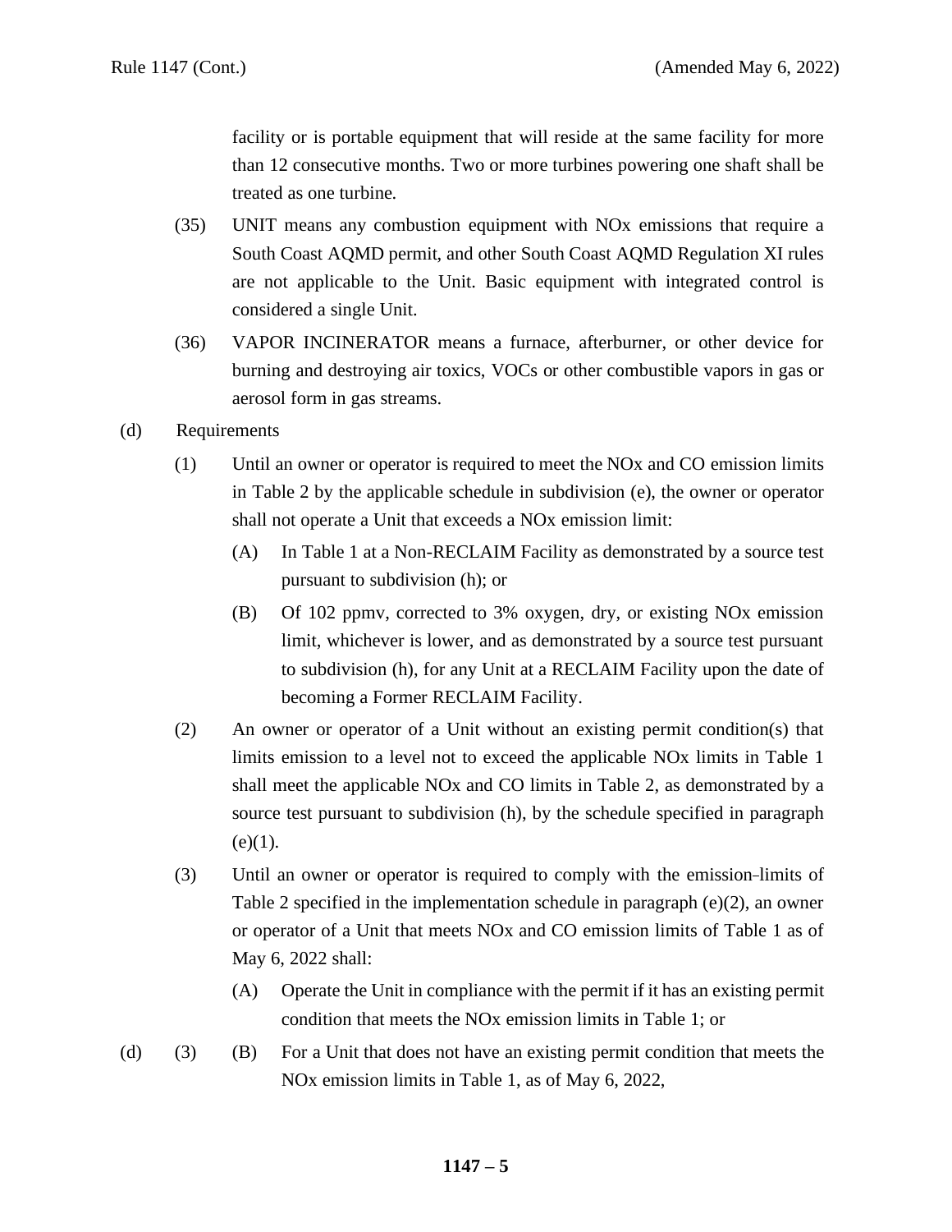facility or is portable equipment that will reside at the same facility for more than 12 consecutive months. Two or more turbines powering one shaft shall be treated as one turbine.

(35) UNIT means any combustion equipment with NOx emissions that require a South Coast AQMD permit, and other South Coast AQMD Regulation XI rules are not applicable to the Unit. Basic equipment with integrated control is considered a single Unit.

(36) VAPOR INCINERATOR means a furnace, afterburner, or other device for burning and destroying air toxics, VOCs or other combustible vapors in gas or aerosol form in gas streams.

(d) Requirements

(1) Until an owner or operator is required to meet the NOx and CO emission limits in Table 2 by the applicable schedule in subdivision (e), the owner or operator shall not operate a Unit that exceeds a NOx emission limit:

(A) In Table 1 at a Non-RECLAIM Facility as demonstrated by a source test pursuant to subdivision (h); or

(B) Of 102 ppmv, corrected to 3% oxygen, dry, or existing NOx emission limit, whichever is lower, and as demonstrated by a source test pursuant to subdivision (h), for any Unit at a RECLAIM Facility upon the date of becoming a Former RECLAIM Facility.

(2) An owner or operator of a Unit without an existing permit condition(s) that limits emission to a level not to exceed the applicable NOx limits in Table 1 shall meet the applicable NOx and CO limits in Table 2, as demonstrated by a source test pursuant to subdivision (h), by the schedule specified in paragraph (e)(1).

(3) Until an owner or operator is required to comply with the emission limits of Table 2 specified in the implementation schedule in paragraph (e)(2), an owner or operator of a Unit that meets NOx and CO emission limits of Table 1 as of May 6, 2022 shall:

(A) Operate the Unit in compliance with the permit if it has an existing permit condition that meets the NOx emission limits in Table 1; or

(d) (3) (B) For a Unit that does not have an existing permit condition that meets the NOx emission limits in Table 1, as of May 6, 2022,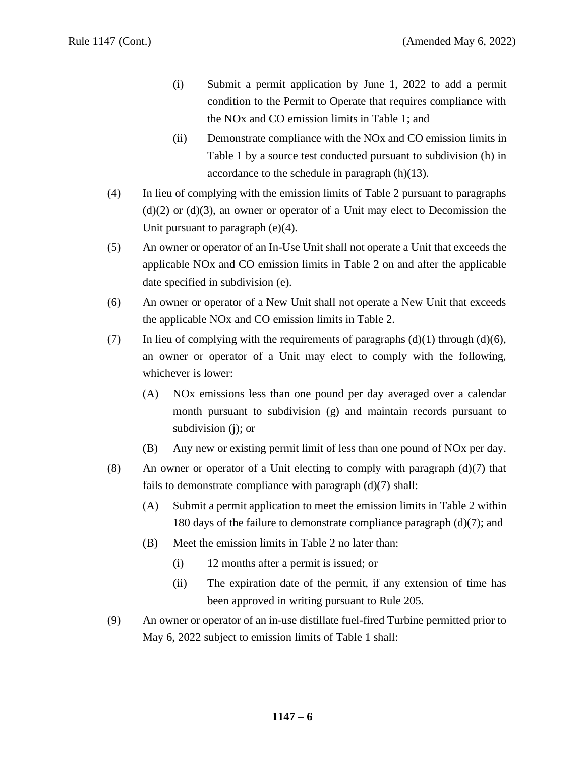(i) Submit a permit application by June 1, 2022 to add a permit condition to the Permit to Operate that requires compliance with the NOx and CO emission limits in Table 1; and

(ii) Demonstrate compliance with the NOx and CO emission limits in Table 1 by a source test conducted pursuant to subdivision (h) in accordance to the schedule in paragraph (h)(13).

(4) In lieu of complying with the emission limits of Table 2 pursuant to paragraphs (d)(2) or (d)(3), an owner or operator of a Unit may elect to Decomission the Unit pursuant to paragraph (e)(4).

(5) An owner or operator of an In-Use Unit shall not operate a Unit that exceeds the applicable NOx and CO emission limits in Table 2 on and after the applicable date specified in subdivision (e).

(6) An owner or operator of a New Unit shall not operate a New Unit that exceeds the applicable NOx and CO emission limits in Table 2.

(7) In lieu of complying with the requirements of paragraphs (d)(1) through (d)(6), an owner or operator of a Unit may elect to comply with the following, whichever is lower:

(A) NOx emissions less than one pound per day averaged over a calendar month pursuant to subdivision (g) and maintain records pursuant to subdivision (j); or

(B) Any new or existing permit limit of less than one pound of NOx per day.

(8) An owner or operator of a Unit electing to comply with paragraph (d)(7) that fails to demonstrate compliance with paragraph (d)(7) shall:

(A) Submit a permit application to meet the emission limits in Table 2 within 180 days of the failure to demonstrate compliance paragraph (d)(7); and

(B) Meet the emission limits in Table 2 no later than:

(i) 12 months after a permit is issued; or

(ii) The expiration date of the permit, if any extension of time has been approved in writing pursuant to Rule 205.

(9) An owner or operator of an in-use distillate fuel-fired Turbine permitted prior to May 6, 2022 subject to emission limits of Table 1 shall: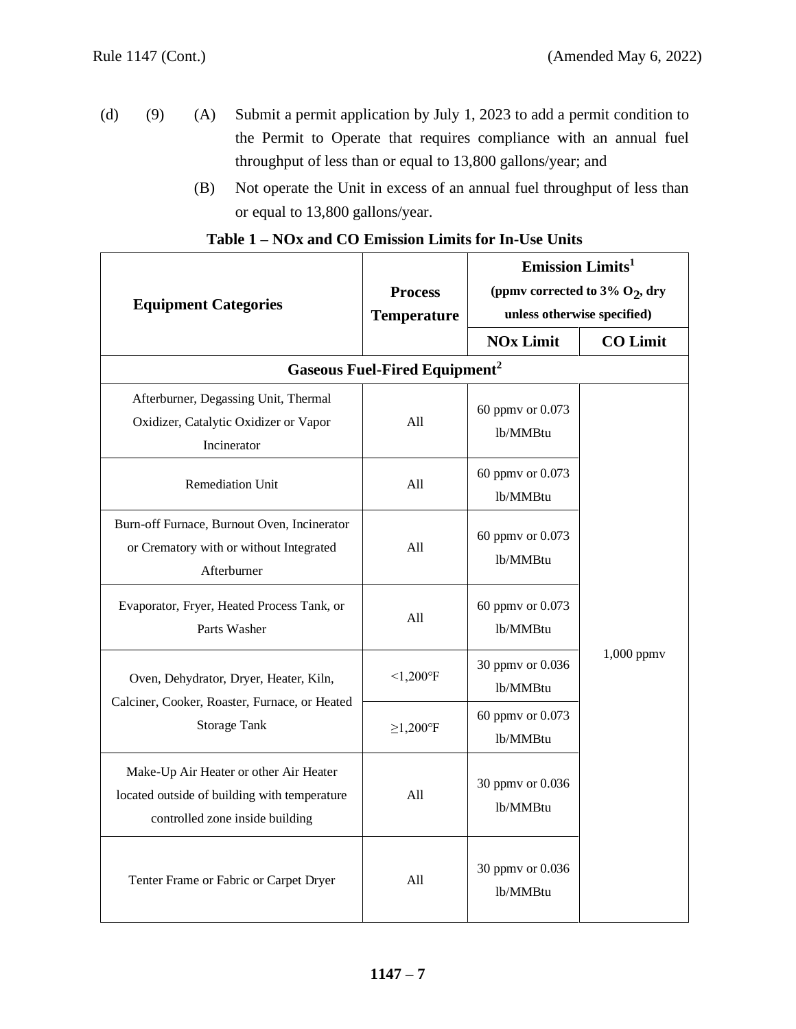(d) (9) (A) Submit a permit application by July 1, 2023 to add a permit condition to the Permit to Operate that requires compliance with an annual fuel throughput of less than or equal to 13,800 gallons/year; and

(B) Not operate the Unit in excess of an annual fuel throughput of less than or equal to 13,800 gallons/year.

**Table 1 – NOx and CO Emission Limits for In-Use Units**

| Equipment Categories | Process Temperature | Emission Limits[1] (ppmv corrected to 3% $O_2$, dry unless otherwise specified) | |
|---|---|---|---|
| | | **NOx Limit** | **CO Limit** |
| **Gaseous Fuel-Fired Equipment[2]** | | | |
| Afterburner, Degassing Unit, Thermal Oxidizer, Catalytic Oxidizer or Vapor Incinerator | All | 60 ppmv or 0.073 lb/MMBtu | 1,000 ppmv |
| Remediation Unit | All | 60 ppmv or 0.073 lb/MMBtu | 1,000 ppmv |
| Burn-off Furnace, Burnout Oven, Incinerator or Crematory with or without Integrated Afterburner | All | 60 ppmv or 0.073 lb/MMBtu | 1,000 ppmv |
| Evaporator, Fryer, Heated Process Tank, or Parts Washer | All | 60 ppmv or 0.073 lb/MMBtu | 1,000 ppmv |
| Oven, Dehydrator, Dryer, Heater, Kiln, Calciner, Cooker, Roaster, Furnace, or Heated Storage Tank | <1,200°F | 30 ppmv or 0.036 lb/MMBtu | 1,000 ppmv |
| | ≥1,200°F | 60 ppmv or 0.073 lb/MMBtu | 1,000 ppmv |
| Make-Up Air Heater or other Air Heater located outside of building with temperature controlled zone inside building | All | 30 ppmv or 0.036 lb/MMBtu | 1,000 ppmv |
| Tenter Frame or Fabric or Carpet Dryer | All | 30 ppmv or 0.036 lb/MMBtu | 1,000 ppmv |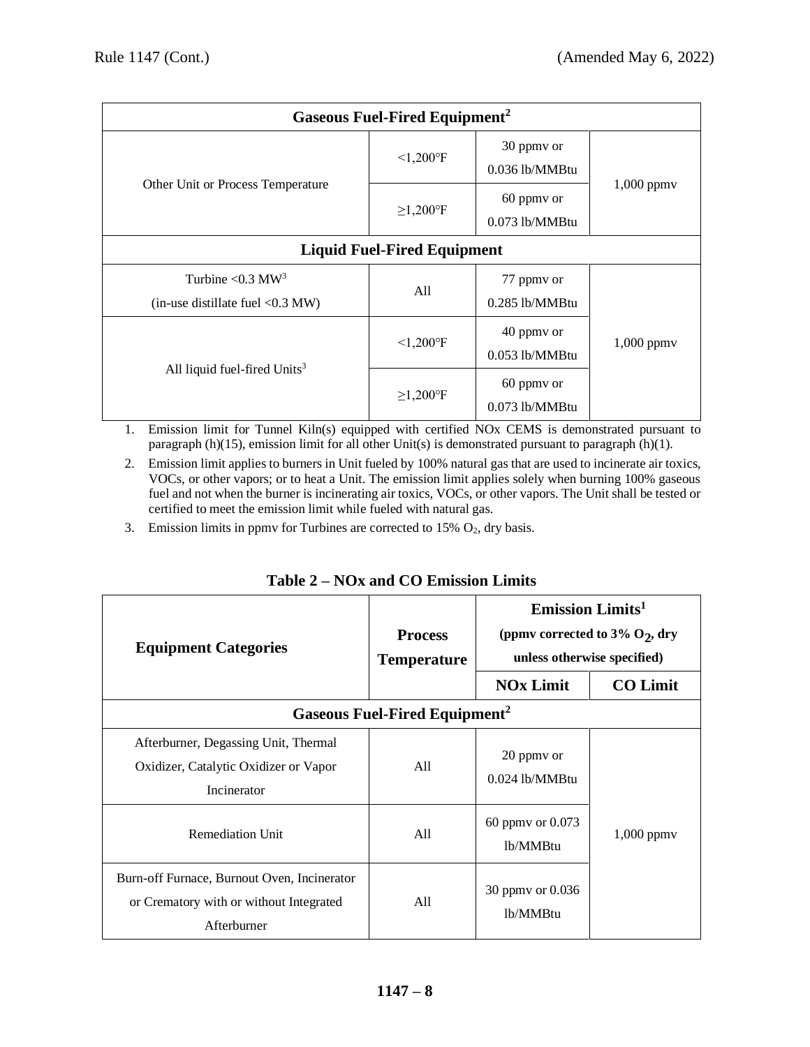| | | | |
|---|---|---|---|
| **Gaseous Fuel-Fired Equipment[2]** | | | |
| Other Unit or Process Temperature | <1,200°F | 30 ppmv or 0.036 lb/MMBtu | 1,000 ppmv |
| | ≥1,200°F | 60 ppmv or 0.073 lb/MMBtu | |
| **Liquid Fuel-Fired Equipment** | | | |
| Turbine <0.3 MW[3] (in-use distillate fuel <0.3 MW) | All | 77 ppmv or 0.285 lb/MMBtu | 1,000 ppmv |
| All liquid fuel-fired Units[3] | <1,200°F | 40 ppmv or 0.053 lb/MMBtu | |
| | ≥1,200°F | 60 ppmv or 0.073 lb/MMBtu | |

1. Emission limit for Tunnel Kiln(s) equipped with certified NOx CEMS is demonstrated pursuant to paragraph (h)(15), emission limit for all other Unit(s) is demonstrated pursuant to paragraph (h)(1).
2. Emission limit applies to burners in Unit fueled by 100% natural gas that are used to incinerate air toxics, VOCs, or other vapors; or to heat a Unit. The emission limit applies solely when burning 100% gaseous fuel and not when the burner is incinerating air toxics, VOCs, or other vapors. The Unit shall be tested or certified to meet the emission limit while fueled with natural gas.
3. Emission limits in ppmv for Turbines are corrected to 15% $O_2$, dry basis.

**Table 2 – NOx and CO Emission Limits**

| **Equipment Categories** | **Process Temperature** | **Emission Limits[1] (ppmv corrected to 3% $O_2$, dry unless otherwise specified)** | |
|---|---|---|---|
| | | **NOx Limit** | **CO Limit** |
| **Gaseous Fuel-Fired Equipment[2]** | | | |
| Afterburner, Degassing Unit, Thermal Oxidizer, Catalytic Oxidizer or Vapor Incinerator | All | 20 ppmv or 0.024 lb/MMBtu | 1,000 ppmv |
| Remediation Unit | All | 60 ppmv or 0.073 lb/MMBtu | |
| Burn-off Furnace, Burnout Oven, Incinerator or Crematory with or without Integrated Afterburner | All | 30 ppmv or 0.036 lb/MMBtu | |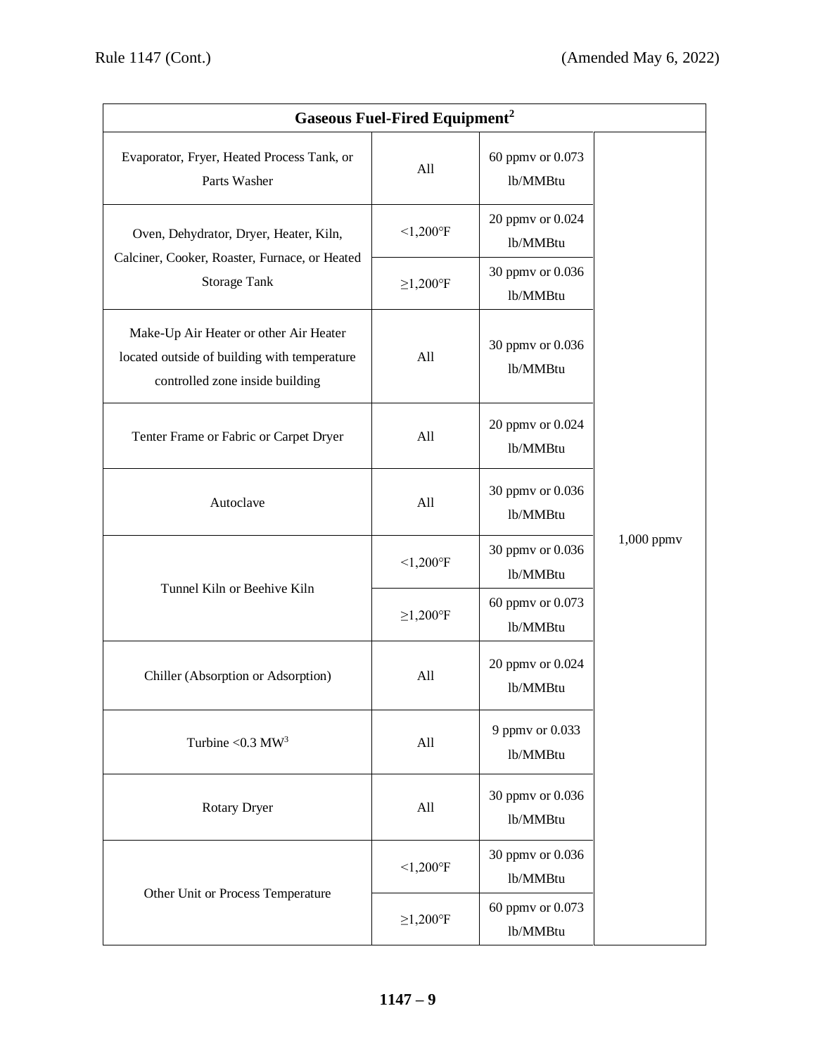| Gaseous Fuel-Fired Equipment[2] | | | |
|---|---|---|---|
| Evaporator, Fryer, Heated Process Tank, or Parts Washer | All | 60 ppmv or 0.073 lb/MMBtu | 1,000 ppmv |
| Oven, Dehydrator, Dryer, Heater, Kiln, Calciner, Cooker, Roaster, Furnace, or Heated Storage Tank | <1,200°F | 20 ppmv or 0.024 lb/MMBtu | |
| | ≥1,200°F | 30 ppmv or 0.036 lb/MMBtu | |
| Make-Up Air Heater or other Air Heater located outside of building with temperature controlled zone inside building | All | 30 ppmv or 0.036 lb/MMBtu | |
| Tenter Frame or Fabric or Carpet Dryer | All | 20 ppmv or 0.024 lb/MMBtu | |
| Autoclave | All | 30 ppmv or 0.036 lb/MMBtu | |
| Tunnel Kiln or Beehive Kiln | <1,200°F | 30 ppmv or 0.036 lb/MMBtu | |
| | ≥1,200°F | 60 ppmv or 0.073 lb/MMBtu | |
| Chiller (Absorption or Adsorption) | All | 20 ppmv or 0.024 lb/MMBtu | |
| Turbine <0.3 MW[3] | All | 9 ppmv or 0.033 lb/MMBtu | |
| Rotary Dryer | All | 30 ppmv or 0.036 lb/MMBtu | |
| Other Unit or Process Temperature | <1,200°F | 30 ppmv or 0.036 lb/MMBtu | |
| | ≥1,200°F | 60 ppmv or 0.073 lb/MMBtu | |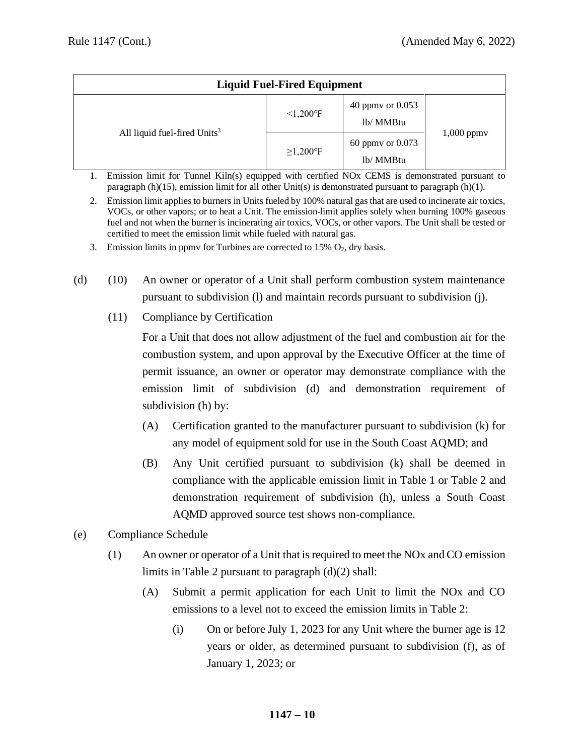| Liquid Fuel-Fired Equipment | | | |
|---|---|---|---|
| All liquid fuel-fired Units[3] | <1,200°F | 40 ppmv or 0.053 lb/ MMBtu | 1,000 ppmv |
| | ≥1,200°F | 60 ppmv or 0.073 lb/ MMBtu | |

1. Emission limit for Tunnel Kiln(s) equipped with certified NOx CEMS is demonstrated pursuant to paragraph (h)(15), emission limit for all other Unit(s) is demonstrated pursuant to paragraph (h)(1).
2. Emission limit applies to burners in Units fueled by 100% natural gas that are used to incinerate air toxics, VOCs, or other vapors; or to heat a Unit. The emission limit applies solely when burning 100% gaseous fuel and not when the burner is incinerating air toxics, VOCs, or other vapors. The Unit shall be tested or certified to meet the emission limit while fueled with natural gas.
3. Emission limits in ppmv for Turbines are corrected to 15% $O_2$, dry basis.

(d) (10) An owner or operator of a Unit shall perform combustion system maintenance pursuant to subdivision (l) and maintain records pursuant to subdivision (j).

(11) Compliance by Certification

For a Unit that does not allow adjustment of the fuel and combustion air for the combustion system, and upon approval by the Executive Officer at the time of permit issuance, an owner or operator may demonstrate compliance with the emission limit of subdivision (d) and demonstration requirement of subdivision (h) by:

(A) Certification granted to the manufacturer pursuant to subdivision (k) for any model of equipment sold for use in the South Coast AQMD; and

(B) Any Unit certified pursuant to subdivision (k) shall be deemed in compliance with the applicable emission limit in Table 1 or Table 2 and demonstration requirement of subdivision (h), unless a South Coast AQMD approved source test shows non-compliance.

(e) Compliance Schedule

(1) An owner or operator of a Unit that is required to meet the NOx and CO emission limits in Table 2 pursuant to paragraph (d)(2) shall:

(A) Submit a permit application for each Unit to limit the NOx and CO emissions to a level not to exceed the emission limits in Table 2:

(i) On or before July 1, 2023 for any Unit where the burner age is 12 years or older, as determined pursuant to subdivision (f), as of January 1, 2023; or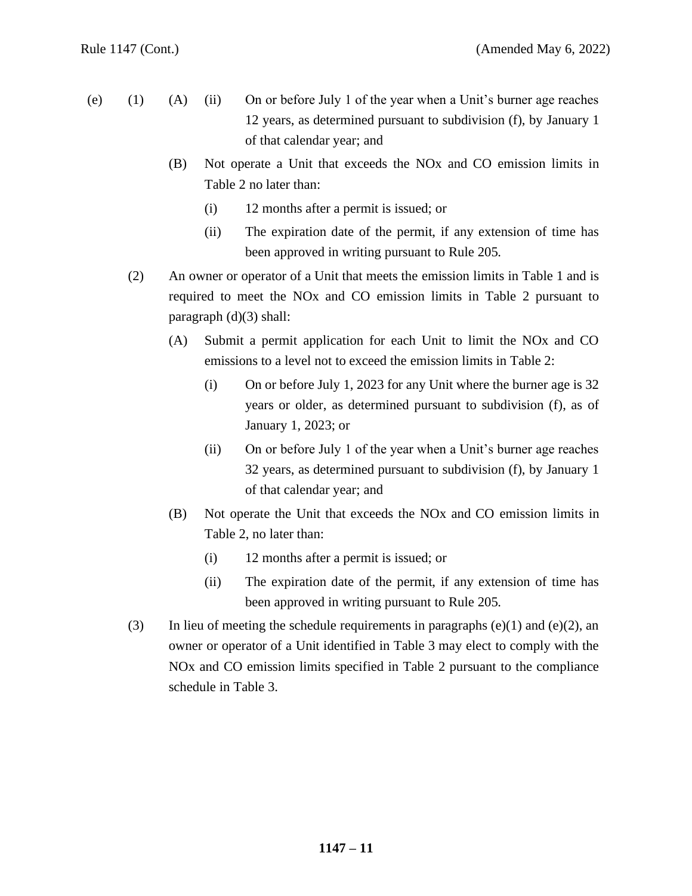(e) (1) (A) (ii) On or before July 1 of the year when a Unit's burner age reaches 12 years, as determined pursuant to subdivision (f), by January 1 of that calendar year; and

(B) Not operate a Unit that exceeds the NOx and CO emission limits in Table 2 no later than:

(i) 12 months after a permit is issued; or

(ii) The expiration date of the permit, if any extension of time has been approved in writing pursuant to Rule 205.

(2) An owner or operator of a Unit that meets the emission limits in Table 1 and is required to meet the NOx and CO emission limits in Table 2 pursuant to paragraph (d)(3) shall:

(A) Submit a permit application for each Unit to limit the NOx and CO emissions to a level not to exceed the emission limits in Table 2:

(i) On or before July 1, 2023 for any Unit where the burner age is 32 years or older, as determined pursuant to subdivision (f), as of January 1, 2023; or

(ii) On or before July 1 of the year when a Unit's burner age reaches 32 years, as determined pursuant to subdivision (f), by January 1 of that calendar year; and

(B) Not operate the Unit that exceeds the NOx and CO emission limits in Table 2, no later than:

(i) 12 months after a permit is issued; or

(ii) The expiration date of the permit, if any extension of time has been approved in writing pursuant to Rule 205.

(3) In lieu of meeting the schedule requirements in paragraphs (e)(1) and (e)(2), an owner or operator of a Unit identified in Table 3 may elect to comply with the NOx and CO emission limits specified in Table 2 pursuant to the compliance schedule in Table 3.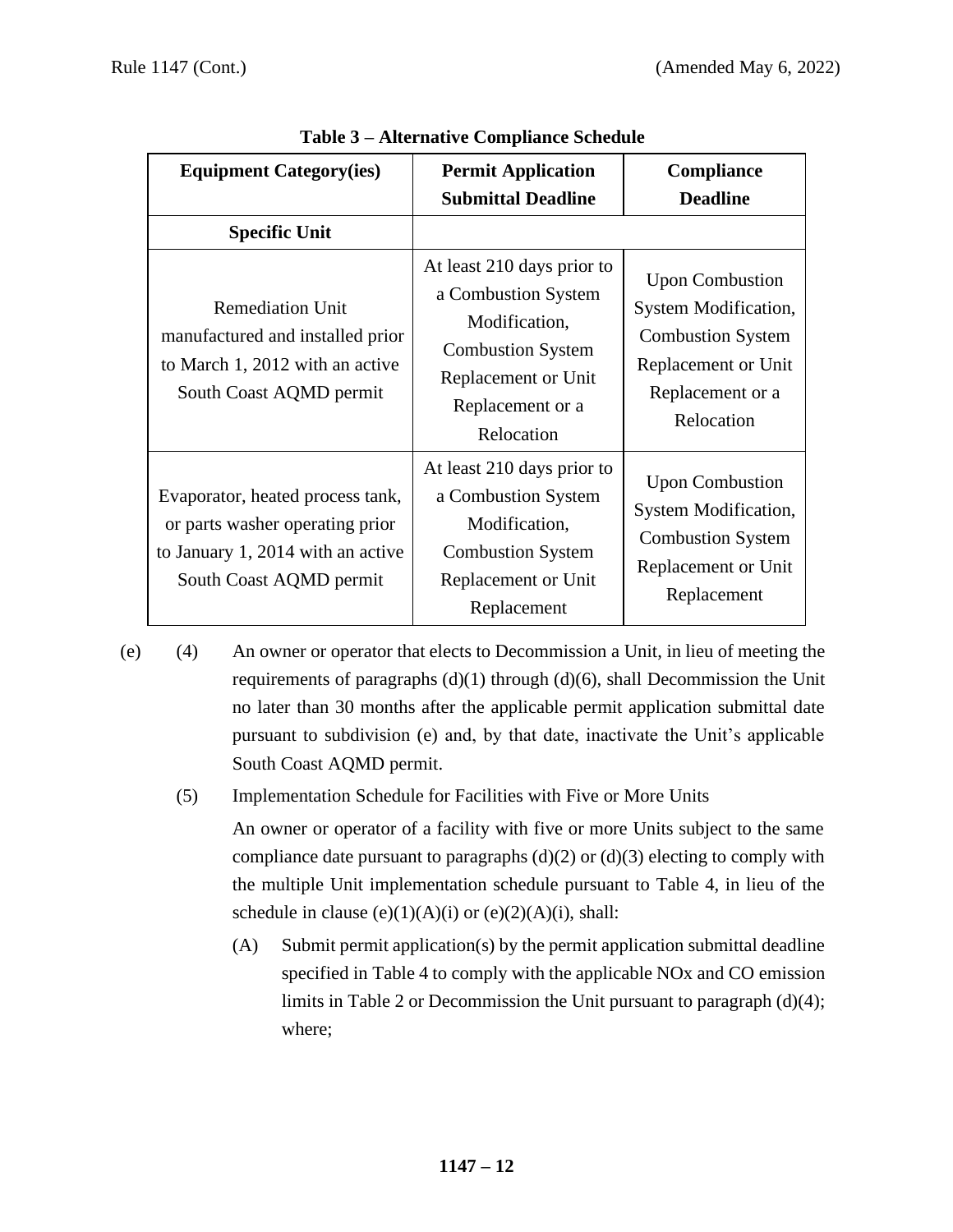**Table 3 – Alternative Compliance Schedule**

| Equipment Category(ies) | Permit Application Submittal Deadline | Compliance Deadline |
|---|---|---|
| **Specific Unit** | | |
| Remediation Unit manufactured and installed prior to March 1, 2012 with an active South Coast AQMD permit | At least 210 days prior to a Combustion System Modification, Combustion System Replacement or Unit Replacement or a Relocation | Upon Combustion System Modification, Combustion System Replacement or Unit Replacement or a Relocation |
| Evaporator, heated process tank, or parts washer operating prior to January 1, 2014 with an active South Coast AQMD permit | At least 210 days prior to a Combustion System Modification, Combustion System Replacement or Unit Replacement | Upon Combustion System Modification, Combustion System Replacement or Unit Replacement |

(e) (4) An owner or operator that elects to Decommission a Unit, in lieu of meeting the requirements of paragraphs (d)(1) through (d)(6), shall Decommission the Unit no later than 30 months after the applicable permit application submittal date pursuant to subdivision (e) and, by that date, inactivate the Unit's applicable South Coast AQMD permit.

(5) Implementation Schedule for Facilities with Five or More Units

An owner or operator of a facility with five or more Units subject to the same compliance date pursuant to paragraphs (d)(2) or (d)(3) electing to comply with the multiple Unit implementation schedule pursuant to Table 4, in lieu of the schedule in clause (e)(1)(A)(i) or (e)(2)(A)(i), shall:

(A) Submit permit application(s) by the permit application submittal deadline specified in Table 4 to comply with the applicable NOx and CO emission limits in Table 2 or Decommission the Unit pursuant to paragraph (d)(4); where;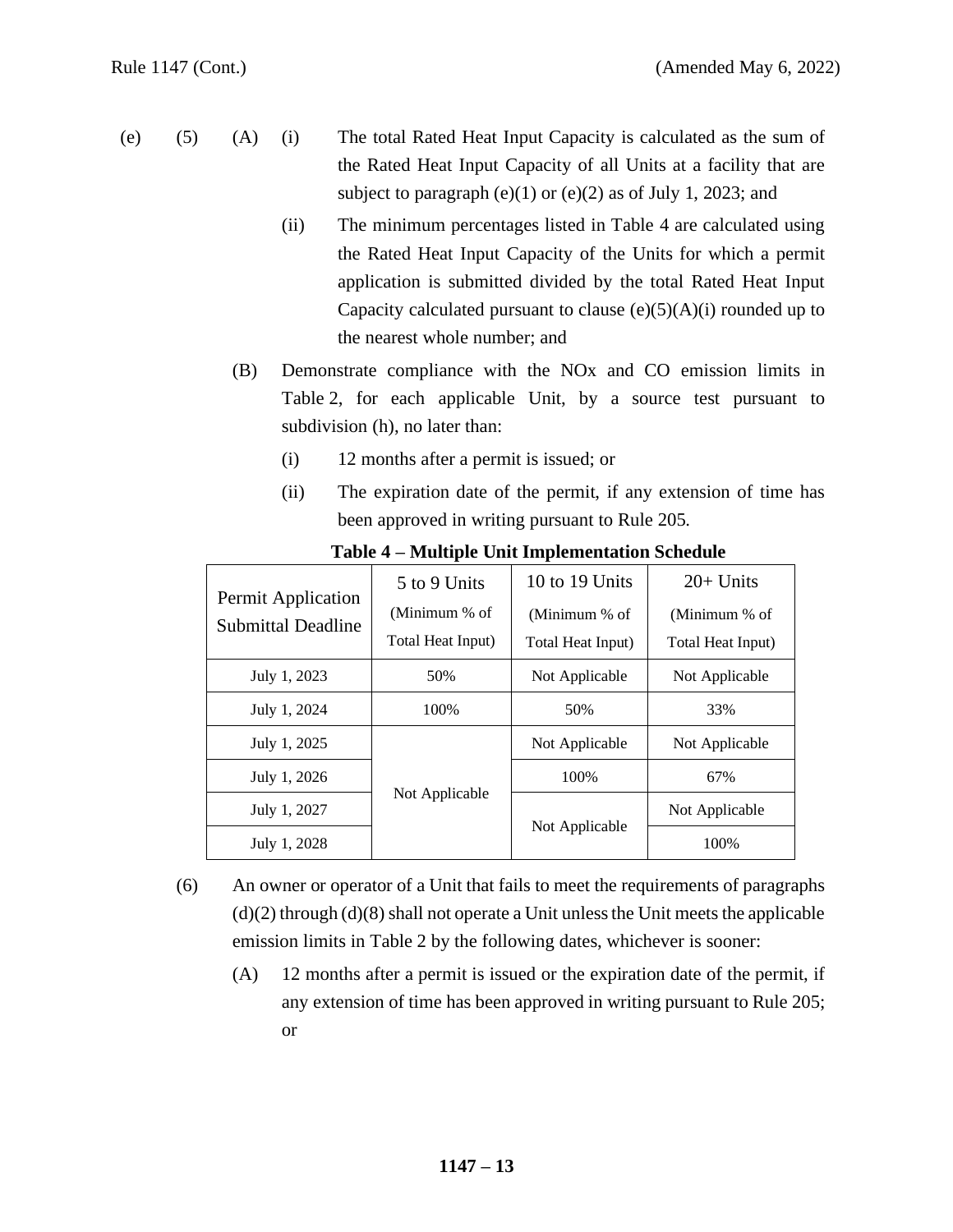(e) (5) (A) (i) The total Rated Heat Input Capacity is calculated as the sum of the Rated Heat Input Capacity of all Units at a facility that are subject to paragraph (e)(1) or (e)(2) as of July 1, 2023; and

(ii) The minimum percentages listed in Table 4 are calculated using the Rated Heat Input Capacity of the Units for which a permit application is submitted divided by the total Rated Heat Input Capacity calculated pursuant to clause (e)(5)(A)(i) rounded up to the nearest whole number; and

(B) Demonstrate compliance with the NOx and CO emission limits in Table 2, for each applicable Unit, by a source test pursuant to subdivision (h), no later than:

(i) 12 months after a permit is issued; or

(ii) The expiration date of the permit, if any extension of time has been approved in writing pursuant to Rule 205.

**Table 4 – Multiple Unit Implementation Schedule**

| Permit Application Submittal Deadline | 5 to 9 Units (Minimum % of Total Heat Input) | 10 to 19 Units (Minimum % of Total Heat Input) | 20+ Units (Minimum % of Total Heat Input) |
|---|---|---|---|
| July 1, 2023 | 50% | Not Applicable | Not Applicable |
| July 1, 2024 | 100% | 50% | 33% |
| July 1, 2025 | Not Applicable | Not Applicable | Not Applicable |
| July 1, 2026 | | 100% | 67% |
| July 1, 2027 | | Not Applicable | Not Applicable |
| July 1, 2028 | | | 100% |

(6) An owner or operator of a Unit that fails to meet the requirements of paragraphs (d)(2) through (d)(8) shall not operate a Unit unless the Unit meets the applicable emission limits in Table 2 by the following dates, whichever is sooner:

(A) 12 months after a permit is issued or the expiration date of the permit, if any extension of time has been approved in writing pursuant to Rule 205; or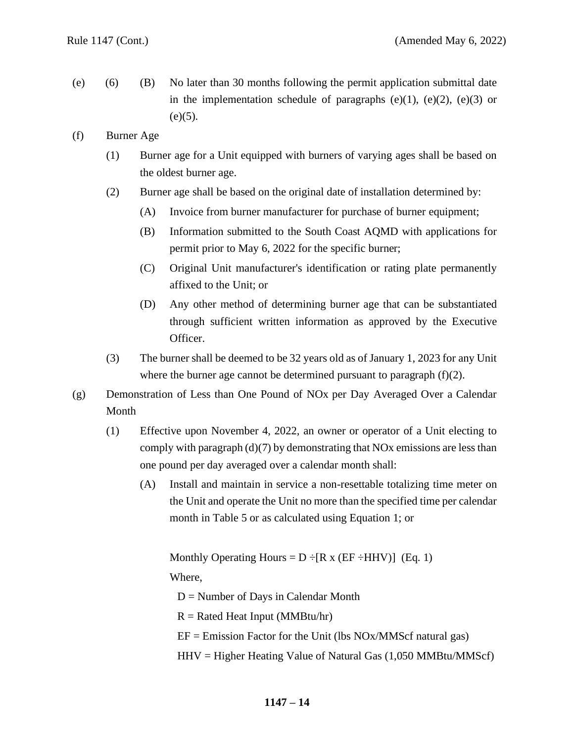(e) (6) (B) No later than 30 months following the permit application submittal date in the implementation schedule of paragraphs (e)(1), (e)(2), (e)(3) or (e)(5).

(f) Burner Age

(1) Burner age for a Unit equipped with burners of varying ages shall be based on the oldest burner age.

(2) Burner age shall be based on the original date of installation determined by:

(A) Invoice from burner manufacturer for purchase of burner equipment;

(B) Information submitted to the South Coast AQMD with applications for permit prior to May 6, 2022 for the specific burner;

(C) Original Unit manufacturer's identification or rating plate permanently affixed to the Unit; or

(D) Any other method of determining burner age that can be substantiated through sufficient written information as approved by the Executive Officer.

(3) The burner shall be deemed to be 32 years old as of January 1, 2023 for any Unit where the burner age cannot be determined pursuant to paragraph (f)(2).

(g) Demonstration of Less than One Pound of NOx per Day Averaged Over a Calendar Month

(1) Effective upon November 4, 2022, an owner or operator of a Unit electing to comply with paragraph (d)(7) by demonstrating that NOx emissions are less than one pound per day averaged over a calendar month shall:

(A) Install and maintain in service a non-resettable totalizing time meter on the Unit and operate the Unit no more than the specified time per calendar month in Table 5 or as calculated using Equation 1; or

$$\text{Monthly Operating Hours} = D \div [R \times (EF \div HHV)] \quad \text{(Eq. 1)}$$

Where,

D = Number of Days in Calendar Month

R = Rated Heat Input (MMBtu/hr)

EF = Emission Factor for the Unit (lbs NOx/MMScf natural gas)

HHV = Higher Heating Value of Natural Gas (1,050 MMBtu/MMScf)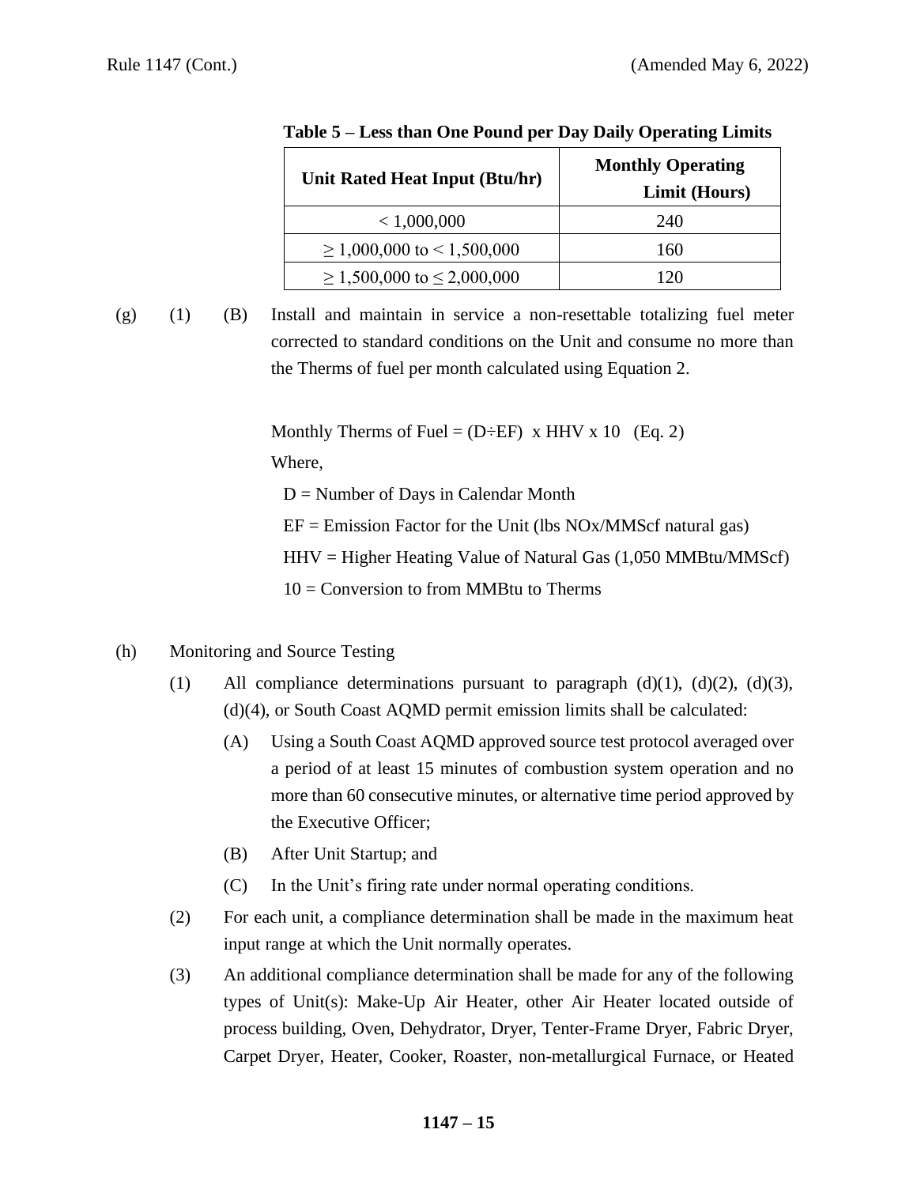**Table 5 – Less than One Pound per Day Daily Operating Limits**

| Unit Rated Heat Input (Btu/hr) | Monthly Operating Limit (Hours) |
|---|---|
| < 1,000,000 | 240 |
| ≥ 1,000,000 to < 1,500,000 | 160 |
| ≥ 1,500,000 to ≤ 2,000,000 | 120 |

(g) (1) (B) Install and maintain in service a non-resettable totalizing fuel meter corrected to standard conditions on the Unit and consume no more than the Therms of fuel per month calculated using Equation 2.

$$\text{Monthly Therms of Fuel} = (D \div EF) \times HHV \times 10 \quad \text{(Eq. 2)}$$

Where,

D = Number of Days in Calendar Month

EF = Emission Factor for the Unit (lbs NOx/MMScf natural gas)

HHV = Higher Heating Value of Natural Gas (1,050 MMBtu/MMScf)

10 = Conversion to from MMBtu to Therms

(h) Monitoring and Source Testing

(1) All compliance determinations pursuant to paragraph (d)(1), (d)(2), (d)(3), (d)(4), or South Coast AQMD permit emission limits shall be calculated:

(A) Using a South Coast AQMD approved source test protocol averaged over a period of at least 15 minutes of combustion system operation and no more than 60 consecutive minutes, or alternative time period approved by the Executive Officer;

(B) After Unit Startup; and

(C) In the Unit's firing rate under normal operating conditions.

(2) For each unit, a compliance determination shall be made in the maximum heat input range at which the Unit normally operates.

(3) An additional compliance determination shall be made for any of the following types of Unit(s): Make-Up Air Heater, other Air Heater located outside of process building, Oven, Dehydrator, Dryer, Tenter-Frame Dryer, Fabric Dryer, Carpet Dryer, Heater, Cooker, Roaster, non-metallurgical Furnace, or Heated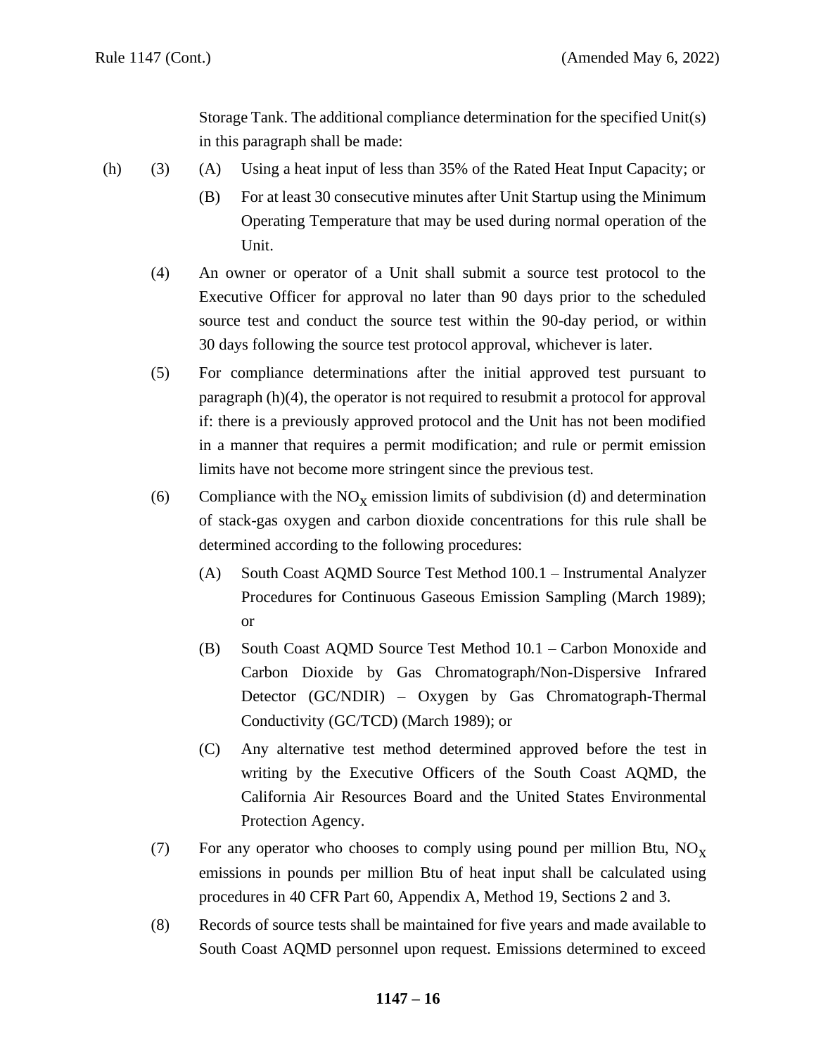Storage Tank. The additional compliance determination for the specified Unit(s) in this paragraph shall be made:

(h) (3) (A) Using a heat input of less than 35% of the Rated Heat Input Capacity; or

(B) For at least 30 consecutive minutes after Unit Startup using the Minimum Operating Temperature that may be used during normal operation of the Unit.

(4) An owner or operator of a Unit shall submit a source test protocol to the Executive Officer for approval no later than 90 days prior to the scheduled source test and conduct the source test within the 90-day period, or within 30 days following the source test protocol approval, whichever is later.

(5) For compliance determinations after the initial approved test pursuant to paragraph (h)(4), the operator is not required to resubmit a protocol for approval if: there is a previously approved protocol and the Unit has not been modified in a manner that requires a permit modification; and rule or permit emission limits have not become more stringent since the previous test.

(6) Compliance with the $NO_X$ emission limits of subdivision (d) and determination of stack-gas oxygen and carbon dioxide concentrations for this rule shall be determined according to the following procedures:

(A) South Coast AQMD Source Test Method 100.1 – Instrumental Analyzer Procedures for Continuous Gaseous Emission Sampling (March 1989); or

(B) South Coast AQMD Source Test Method 10.1 – Carbon Monoxide and Carbon Dioxide by Gas Chromatograph/Non-Dispersive Infrared Detector (GC/NDIR) – Oxygen by Gas Chromatograph-Thermal Conductivity (GC/TCD) (March 1989); or

(C) Any alternative test method determined approved before the test in writing by the Executive Officers of the South Coast AQMD, the California Air Resources Board and the United States Environmental Protection Agency.

(7) For any operator who chooses to comply using pound per million Btu, $NO_X$ emissions in pounds per million Btu of heat input shall be calculated using procedures in 40 CFR Part 60, Appendix A, Method 19, Sections 2 and 3.

(8) Records of source tests shall be maintained for five years and made available to South Coast AQMD personnel upon request. Emissions determined to exceed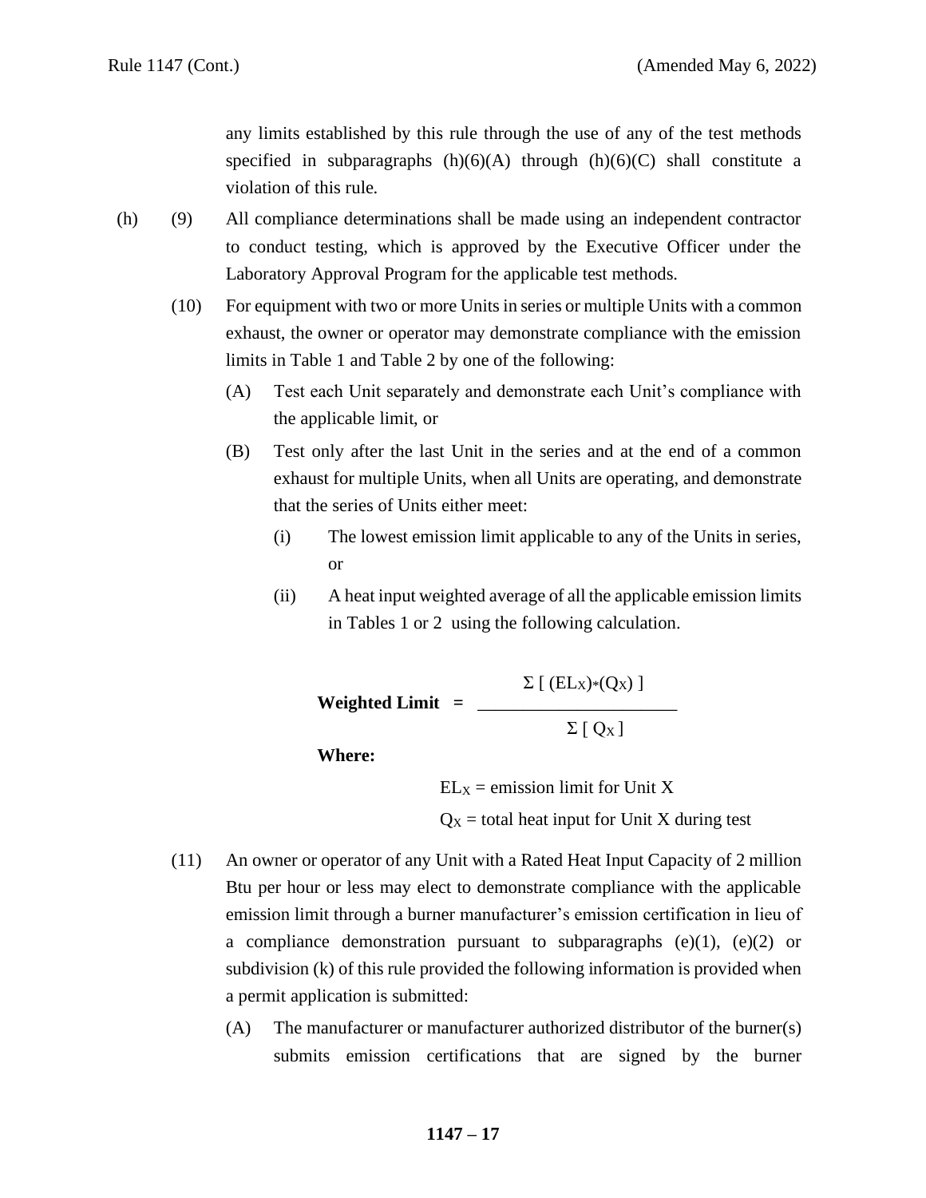any limits established by this rule through the use of any of the test methods specified in subparagraphs (h)(6)(A) through (h)(6)(C) shall constitute a violation of this rule.

(h) (9) All compliance determinations shall be made using an independent contractor to conduct testing, which is approved by the Executive Officer under the Laboratory Approval Program for the applicable test methods.

(10) For equipment with two or more Units in series or multiple Units with a common exhaust, the owner or operator may demonstrate compliance with the emission limits in Table 1 and Table 2 by one of the following:

(A) Test each Unit separately and demonstrate each Unit's compliance with the applicable limit, or

(B) Test only after the last Unit in the series and at the end of a common exhaust for multiple Units, when all Units are operating, and demonstrate that the series of Units either meet:

(i) The lowest emission limit applicable to any of the Units in series, or

(ii) A heat input weighted average of all the applicable emission limits in Tables 1 or 2 using the following calculation.

$$\textbf{Weighted Limit} = \frac{\Sigma\,[\,(EL_X)*(Q_X)\,]}{\Sigma\,[\,Q_X\,]}$$

**Where:**

$EL_X$ = emission limit for Unit X

$Q_X$ = total heat input for Unit X during test

(11) An owner or operator of any Unit with a Rated Heat Input Capacity of 2 million Btu per hour or less may elect to demonstrate compliance with the applicable emission limit through a burner manufacturer's emission certification in lieu of a compliance demonstration pursuant to subparagraphs (e)(1), (e)(2) or subdivision (k) of this rule provided the following information is provided when a permit application is submitted:

(A) The manufacturer or manufacturer authorized distributor of the burner(s) submits emission certifications that are signed by the burner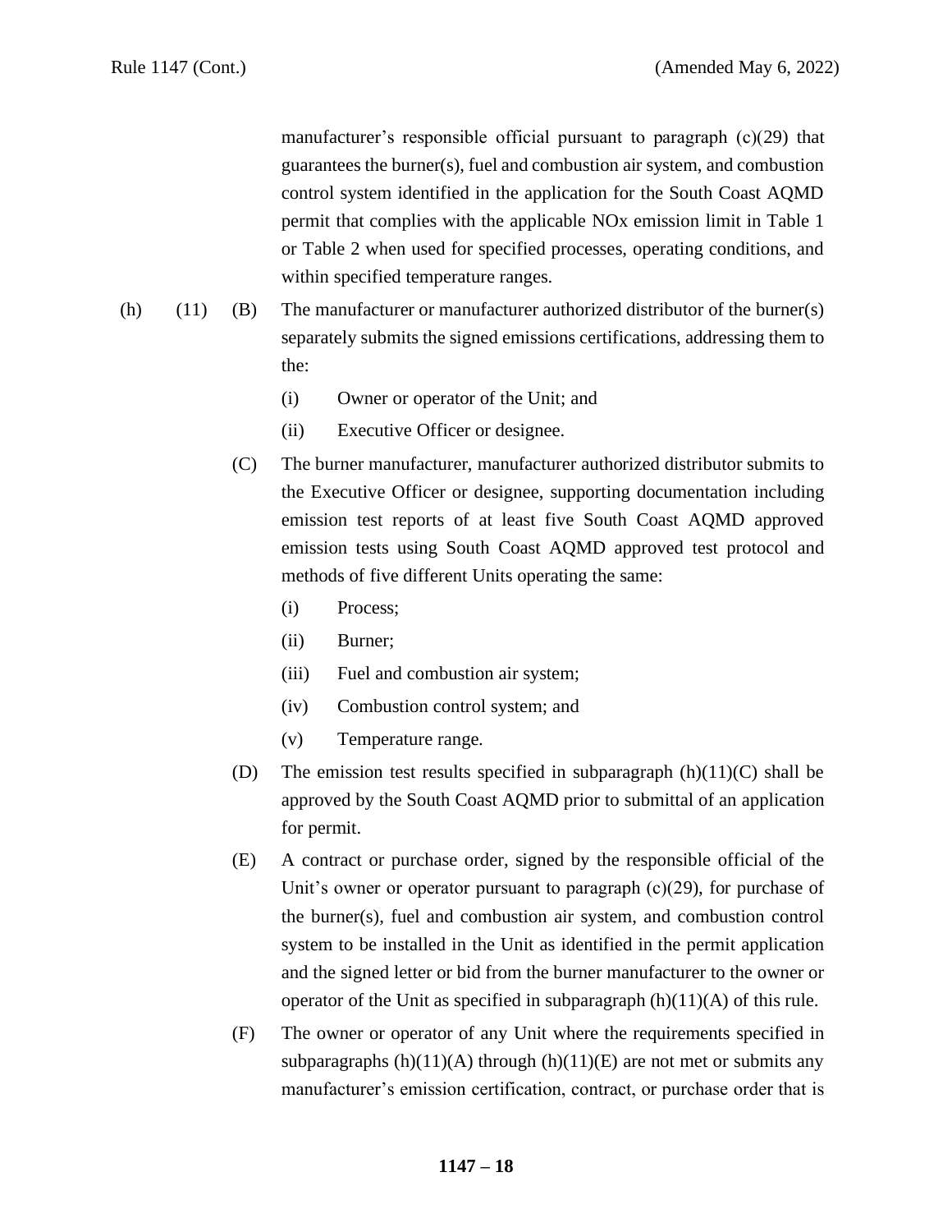manufacturer's responsible official pursuant to paragraph (c)(29) that guarantees the burner(s), fuel and combustion air system, and combustion control system identified in the application for the South Coast AQMD permit that complies with the applicable NOx emission limit in Table 1 or Table 2 when used for specified processes, operating conditions, and within specified temperature ranges.

(h) (11) (B) The manufacturer or manufacturer authorized distributor of the burner(s) separately submits the signed emissions certifications, addressing them to the:

- (i) Owner or operator of the Unit; and
- (ii) Executive Officer or designee.

(C) The burner manufacturer, manufacturer authorized distributor submits to the Executive Officer or designee, supporting documentation including emission test reports of at least five South Coast AQMD approved emission tests using South Coast AQMD approved test protocol and methods of five different Units operating the same:

- (i) Process;
- (ii) Burner;
- (iii) Fuel and combustion air system;
- (iv) Combustion control system; and
- (v) Temperature range.

(D) The emission test results specified in subparagraph (h)(11)(C) shall be approved by the South Coast AQMD prior to submittal of an application for permit.

(E) A contract or purchase order, signed by the responsible official of the Unit's owner or operator pursuant to paragraph (c)(29), for purchase of the burner(s), fuel and combustion air system, and combustion control system to be installed in the Unit as identified in the permit application and the signed letter or bid from the burner manufacturer to the owner or operator of the Unit as specified in subparagraph (h)(11)(A) of this rule.

(F) The owner or operator of any Unit where the requirements specified in subparagraphs (h)(11)(A) through (h)(11)(E) are not met or submits any manufacturer's emission certification, contract, or purchase order that is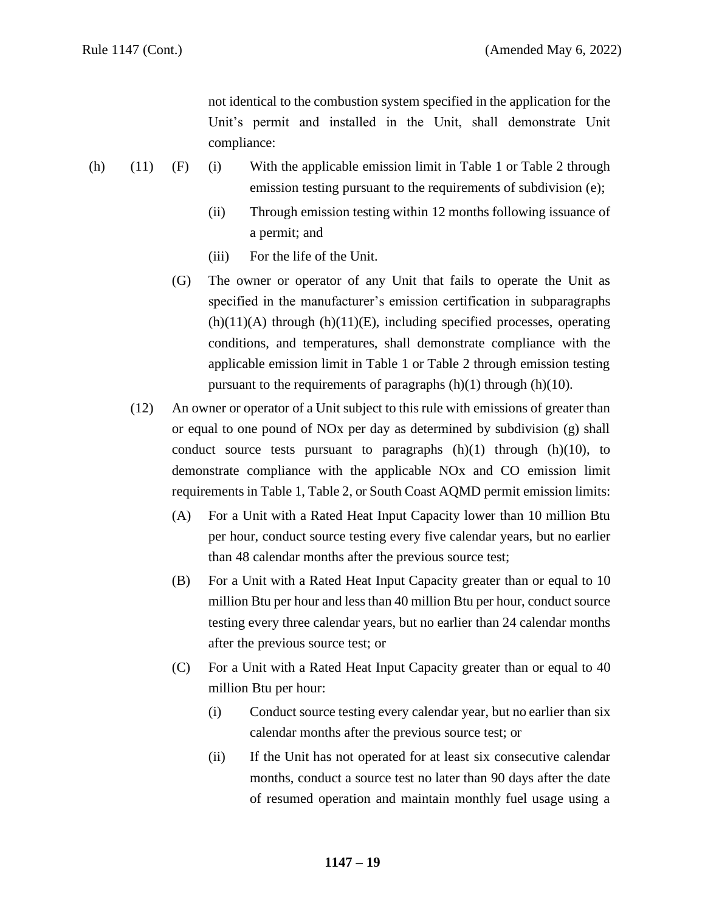not identical to the combustion system specified in the application for the Unit's permit and installed in the Unit, shall demonstrate Unit compliance:

(h) (11) (F) (i) With the applicable emission limit in Table 1 or Table 2 through emission testing pursuant to the requirements of subdivision (e);

(ii) Through emission testing within 12 months following issuance of a permit; and

(iii) For the life of the Unit.

(G) The owner or operator of any Unit that fails to operate the Unit as specified in the manufacturer's emission certification in subparagraphs (h)(11)(A) through (h)(11)(E), including specified processes, operating conditions, and temperatures, shall demonstrate compliance with the applicable emission limit in Table 1 or Table 2 through emission testing pursuant to the requirements of paragraphs (h)(1) through (h)(10).

(12) An owner or operator of a Unit subject to this rule with emissions of greater than or equal to one pound of NOx per day as determined by subdivision (g) shall conduct source tests pursuant to paragraphs (h)(1) through (h)(10), to demonstrate compliance with the applicable NOx and CO emission limit requirements in Table 1, Table 2, or South Coast AQMD permit emission limits:

(A) For a Unit with a Rated Heat Input Capacity lower than 10 million Btu per hour, conduct source testing every five calendar years, but no earlier than 48 calendar months after the previous source test;

(B) For a Unit with a Rated Heat Input Capacity greater than or equal to 10 million Btu per hour and less than 40 million Btu per hour, conduct source testing every three calendar years, but no earlier than 24 calendar months after the previous source test; or

(C) For a Unit with a Rated Heat Input Capacity greater than or equal to 40 million Btu per hour:

(i) Conduct source testing every calendar year, but no earlier than six calendar months after the previous source test; or

(ii) If the Unit has not operated for at least six consecutive calendar months, conduct a source test no later than 90 days after the date of resumed operation and maintain monthly fuel usage using a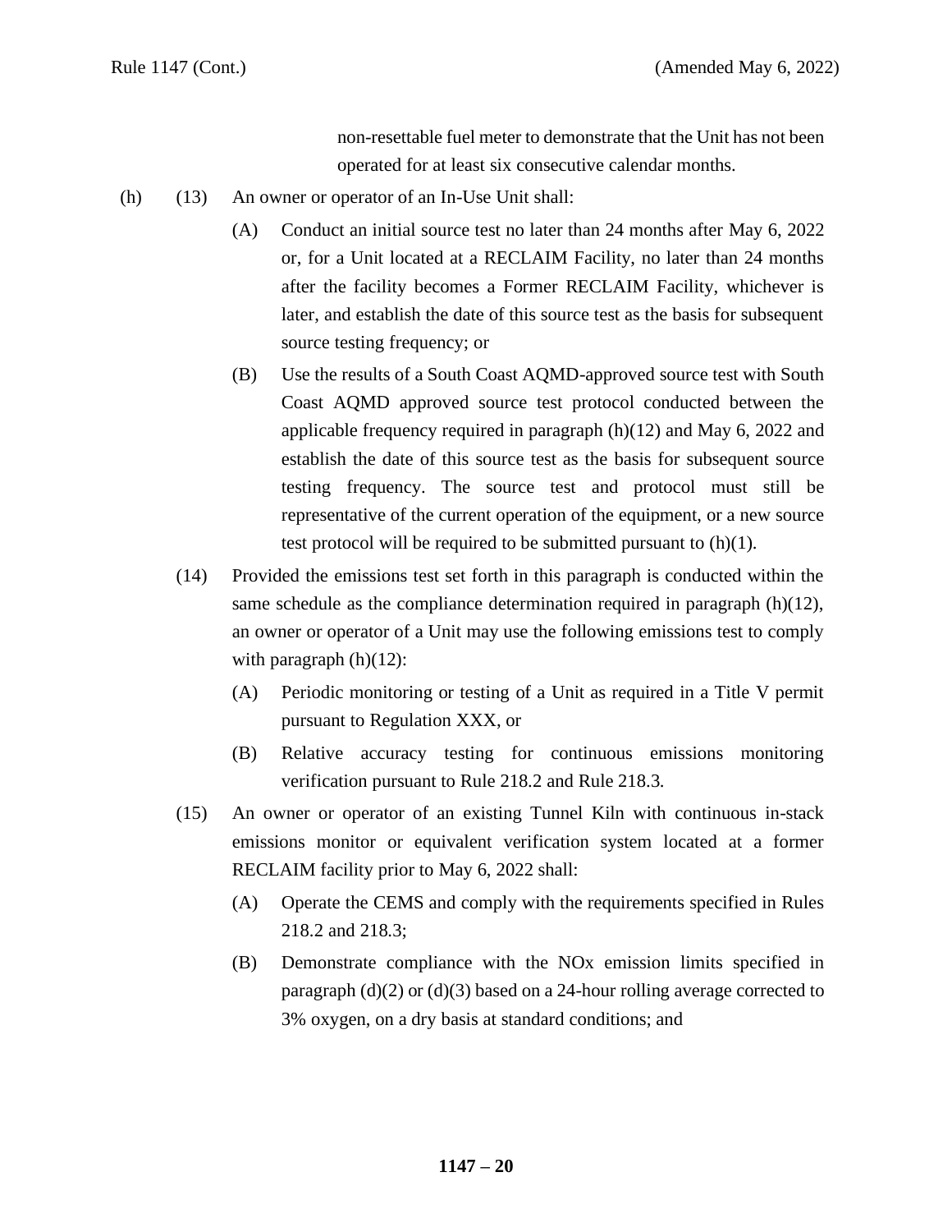non-resettable fuel meter to demonstrate that the Unit has not been operated for at least six consecutive calendar months.

(h) (13) An owner or operator of an In-Use Unit shall:

(A) Conduct an initial source test no later than 24 months after May 6, 2022 or, for a Unit located at a RECLAIM Facility, no later than 24 months after the facility becomes a Former RECLAIM Facility, whichever is later, and establish the date of this source test as the basis for subsequent source testing frequency; or

(B) Use the results of a South Coast AQMD-approved source test with South Coast AQMD approved source test protocol conducted between the applicable frequency required in paragraph (h)(12) and May 6, 2022 and establish the date of this source test as the basis for subsequent source testing frequency. The source test and protocol must still be representative of the current operation of the equipment, or a new source test protocol will be required to be submitted pursuant to (h)(1).

(14) Provided the emissions test set forth in this paragraph is conducted within the same schedule as the compliance determination required in paragraph (h)(12), an owner or operator of a Unit may use the following emissions test to comply with paragraph (h)(12):

(A) Periodic monitoring or testing of a Unit as required in a Title V permit pursuant to Regulation XXX, or

(B) Relative accuracy testing for continuous emissions monitoring verification pursuant to Rule 218.2 and Rule 218.3.

(15) An owner or operator of an existing Tunnel Kiln with continuous in-stack emissions monitor or equivalent verification system located at a former RECLAIM facility prior to May 6, 2022 shall:

(A) Operate the CEMS and comply with the requirements specified in Rules 218.2 and 218.3;

(B) Demonstrate compliance with the NOx emission limits specified in paragraph (d)(2) or (d)(3) based on a 24-hour rolling average corrected to 3% oxygen, on a dry basis at standard conditions; and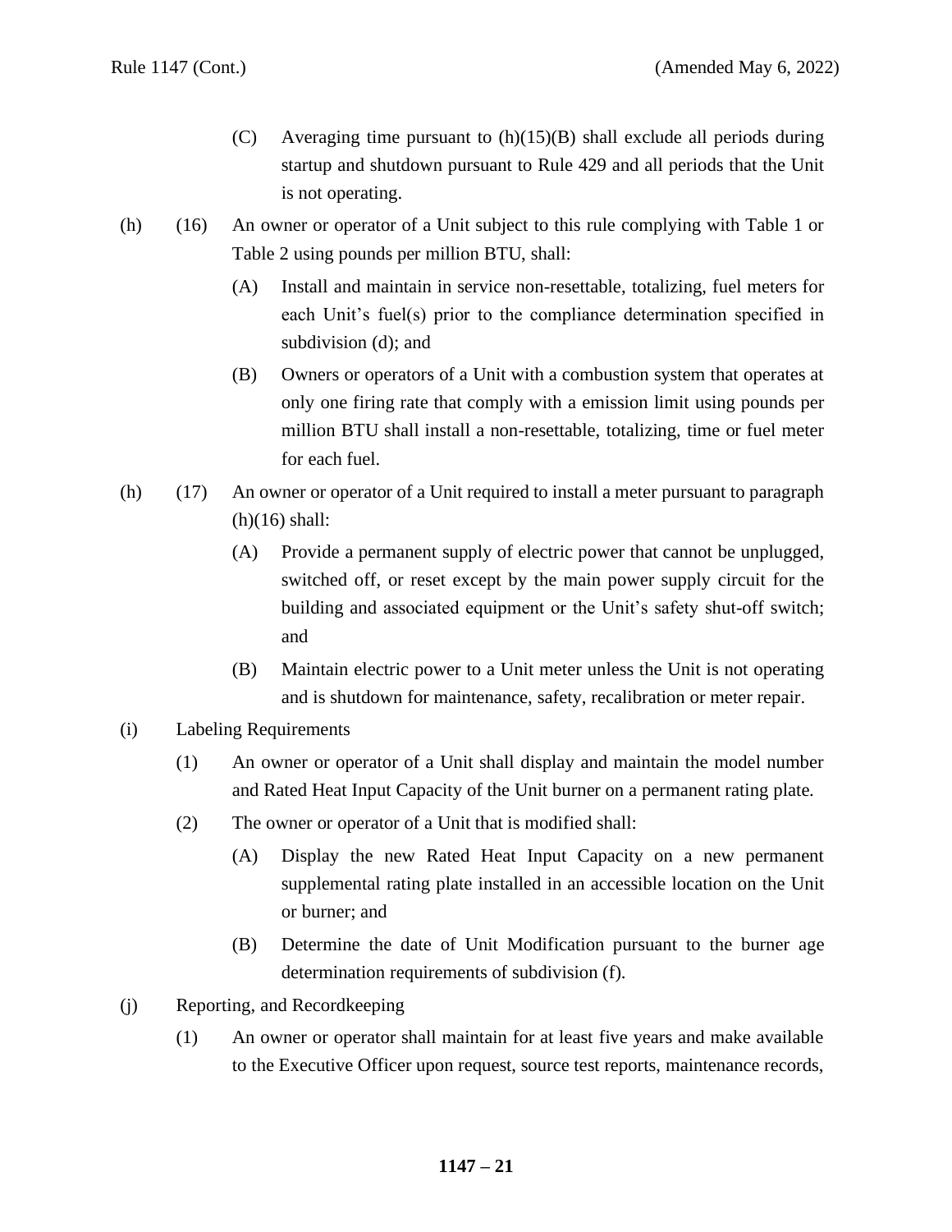(C) Averaging time pursuant to (h)(15)(B) shall exclude all periods during startup and shutdown pursuant to Rule 429 and all periods that the Unit is not operating.

(h) (16) An owner or operator of a Unit subject to this rule complying with Table 1 or Table 2 using pounds per million BTU, shall:

(A) Install and maintain in service non-resettable, totalizing, fuel meters for each Unit's fuel(s) prior to the compliance determination specified in subdivision (d); and

(B) Owners or operators of a Unit with a combustion system that operates at only one firing rate that comply with a emission limit using pounds per million BTU shall install a non-resettable, totalizing, time or fuel meter for each fuel.

(h) (17) An owner or operator of a Unit required to install a meter pursuant to paragraph (h)(16) shall:

(A) Provide a permanent supply of electric power that cannot be unplugged, switched off, or reset except by the main power supply circuit for the building and associated equipment or the Unit's safety shut-off switch; and

(B) Maintain electric power to a Unit meter unless the Unit is not operating and is shutdown for maintenance, safety, recalibration or meter repair.

(i) Labeling Requirements

(1) An owner or operator of a Unit shall display and maintain the model number and Rated Heat Input Capacity of the Unit burner on a permanent rating plate.

(2) The owner or operator of a Unit that is modified shall:

(A) Display the new Rated Heat Input Capacity on a new permanent supplemental rating plate installed in an accessible location on the Unit or burner; and

(B) Determine the date of Unit Modification pursuant to the burner age determination requirements of subdivision (f).

(j) Reporting, and Recordkeeping

(1) An owner or operator shall maintain for at least five years and make available to the Executive Officer upon request, source test reports, maintenance records,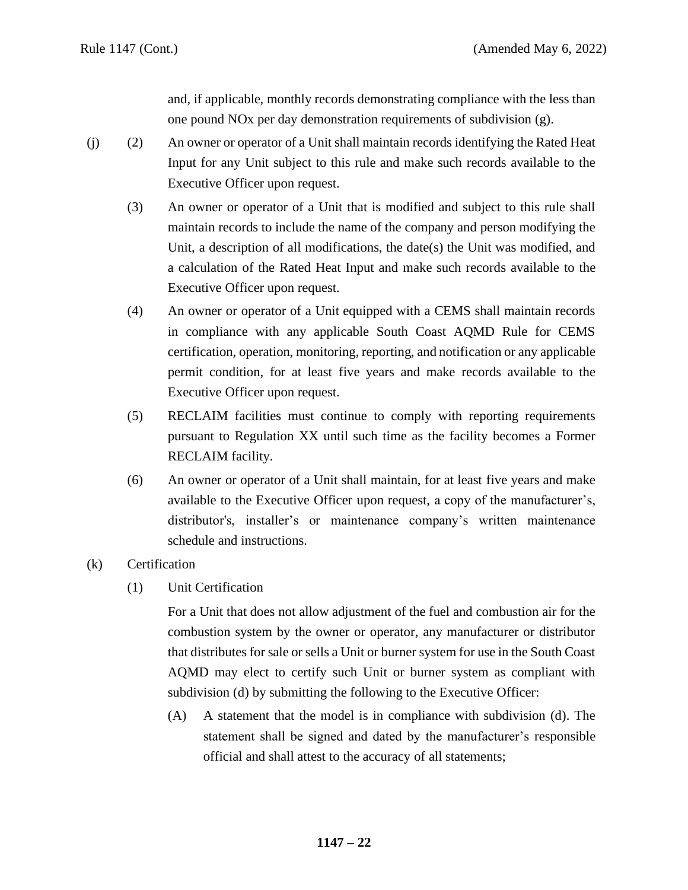and, if applicable, monthly records demonstrating compliance with the less than one pound NOx per day demonstration requirements of subdivision (g).

(j) (2) An owner or operator of a Unit shall maintain records identifying the Rated Heat Input for any Unit subject to this rule and make such records available to the Executive Officer upon request.

(3) An owner or operator of a Unit that is modified and subject to this rule shall maintain records to include the name of the company and person modifying the Unit, a description of all modifications, the date(s) the Unit was modified, and a calculation of the Rated Heat Input and make such records available to the Executive Officer upon request.

(4) An owner or operator of a Unit equipped with a CEMS shall maintain records in compliance with any applicable South Coast AQMD Rule for CEMS certification, operation, monitoring, reporting, and notification or any applicable permit condition, for at least five years and make records available to the Executive Officer upon request.

(5) RECLAIM facilities must continue to comply with reporting requirements pursuant to Regulation XX until such time as the facility becomes a Former RECLAIM facility.

(6) An owner or operator of a Unit shall maintain, for at least five years and make available to the Executive Officer upon request, a copy of the manufacturer's, distributor's, installer's or maintenance company's written maintenance schedule and instructions.

(k) Certification

(1) Unit Certification

For a Unit that does not allow adjustment of the fuel and combustion air for the combustion system by the owner or operator, any manufacturer or distributor that distributes for sale or sells a Unit or burner system for use in the South Coast AQMD may elect to certify such Unit or burner system as compliant with subdivision (d) by submitting the following to the Executive Officer:

(A) A statement that the model is in compliance with subdivision (d). The statement shall be signed and dated by the manufacturer's responsible official and shall attest to the accuracy of all statements;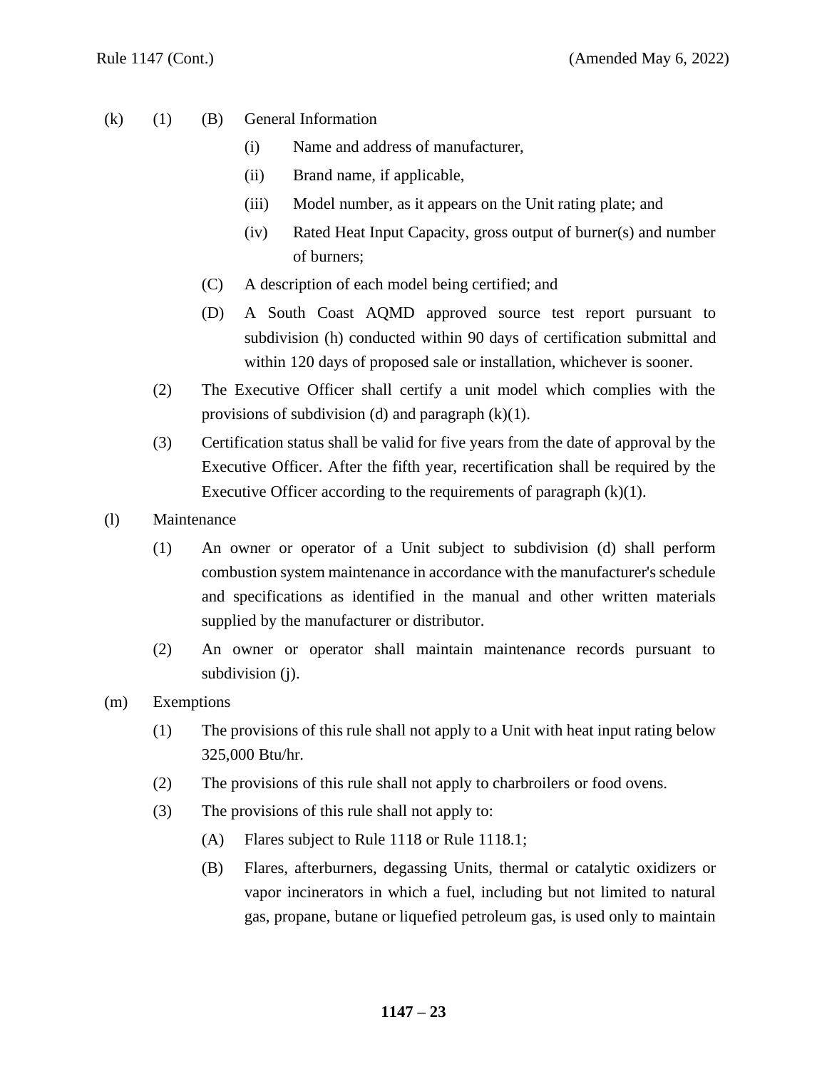(k) (1) (B) General Information

- (i) Name and address of manufacturer,
- (ii) Brand name, if applicable,
- (iii) Model number, as it appears on the Unit rating plate; and
- (iv) Rated Heat Input Capacity, gross output of burner(s) and number of burners;

(C) A description of each model being certified; and

(D) A South Coast AQMD approved source test report pursuant to subdivision (h) conducted within 90 days of certification submittal and within 120 days of proposed sale or installation, whichever is sooner.

(2) The Executive Officer shall certify a unit model which complies with the provisions of subdivision (d) and paragraph (k)(1).

(3) Certification status shall be valid for five years from the date of approval by the Executive Officer. After the fifth year, recertification shall be required by the Executive Officer according to the requirements of paragraph (k)(1).

(l) Maintenance

(1) An owner or operator of a Unit subject to subdivision (d) shall perform combustion system maintenance in accordance with the manufacturer's schedule and specifications as identified in the manual and other written materials supplied by the manufacturer or distributor.

(2) An owner or operator shall maintain maintenance records pursuant to subdivision (j).

(m) Exemptions

(1) The provisions of this rule shall not apply to a Unit with heat input rating below 325,000 Btu/hr.

(2) The provisions of this rule shall not apply to charbroilers or food ovens.

(3) The provisions of this rule shall not apply to:

(A) Flares subject to Rule 1118 or Rule 1118.1;

(B) Flares, afterburners, degassing Units, thermal or catalytic oxidizers or vapor incinerators in which a fuel, including but not limited to natural gas, propane, butane or liquefied petroleum gas, is used only to maintain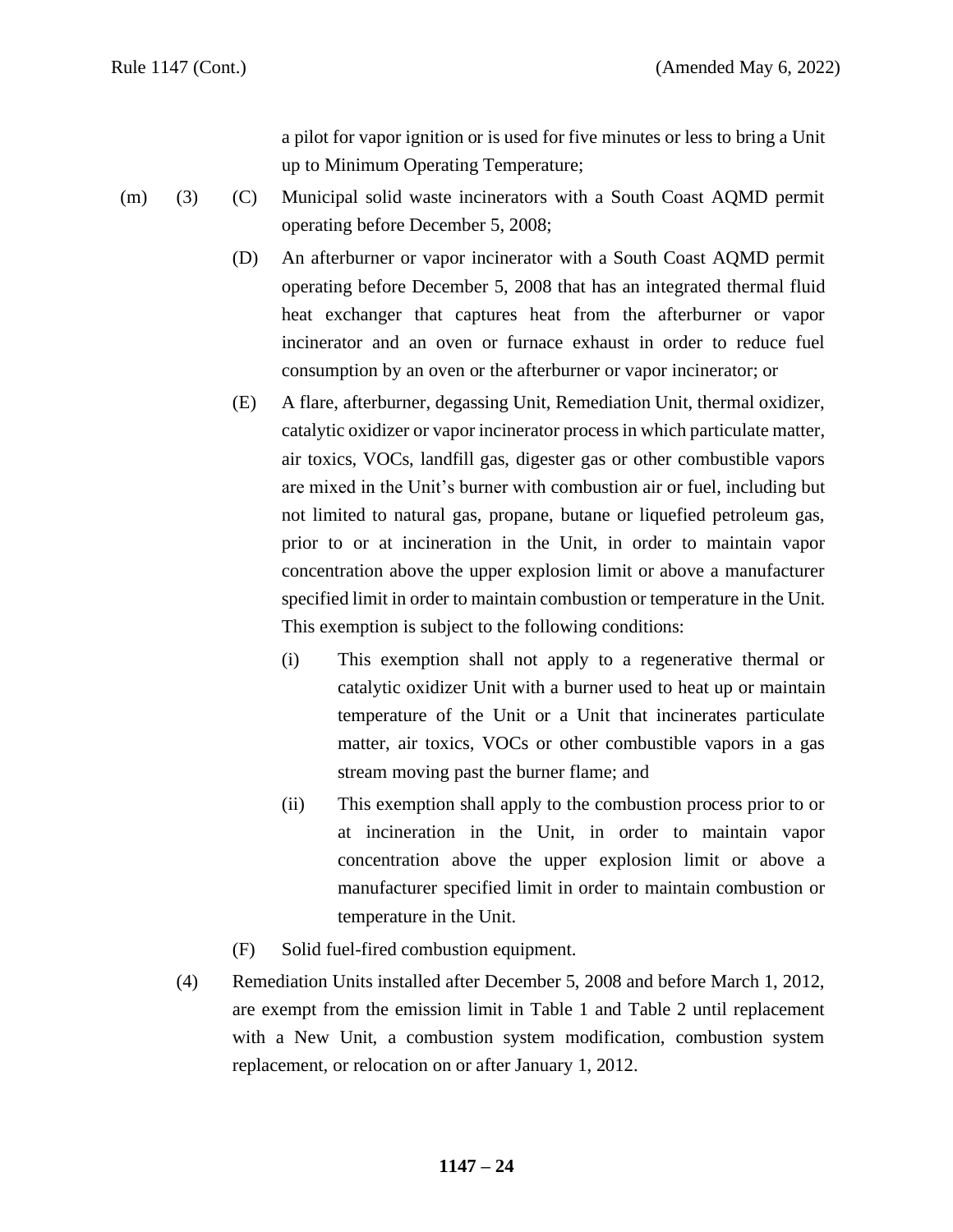a pilot for vapor ignition or is used for five minutes or less to bring a Unit up to Minimum Operating Temperature;

(m) (3) (C) Municipal solid waste incinerators with a South Coast AQMD permit operating before December 5, 2008;

(D) An afterburner or vapor incinerator with a South Coast AQMD permit operating before December 5, 2008 that has an integrated thermal fluid heat exchanger that captures heat from the afterburner or vapor incinerator and an oven or furnace exhaust in order to reduce fuel consumption by an oven or the afterburner or vapor incinerator; or

(E) A flare, afterburner, degassing Unit, Remediation Unit, thermal oxidizer, catalytic oxidizer or vapor incinerator process in which particulate matter, air toxics, VOCs, landfill gas, digester gas or other combustible vapors are mixed in the Unit's burner with combustion air or fuel, including but not limited to natural gas, propane, butane or liquefied petroleum gas, prior to or at incineration in the Unit, in order to maintain vapor concentration above the upper explosion limit or above a manufacturer specified limit in order to maintain combustion or temperature in the Unit. This exemption is subject to the following conditions:

(i) This exemption shall not apply to a regenerative thermal or catalytic oxidizer Unit with a burner used to heat up or maintain temperature of the Unit or a Unit that incinerates particulate matter, air toxics, VOCs or other combustible vapors in a gas stream moving past the burner flame; and

(ii) This exemption shall apply to the combustion process prior to or at incineration in the Unit, in order to maintain vapor concentration above the upper explosion limit or above a manufacturer specified limit in order to maintain combustion or temperature in the Unit.

(F) Solid fuel-fired combustion equipment.

(4) Remediation Units installed after December 5, 2008 and before March 1, 2012, are exempt from the emission limit in Table 1 and Table 2 until replacement with a New Unit, a combustion system modification, combustion system replacement, or relocation on or after January 1, 2012.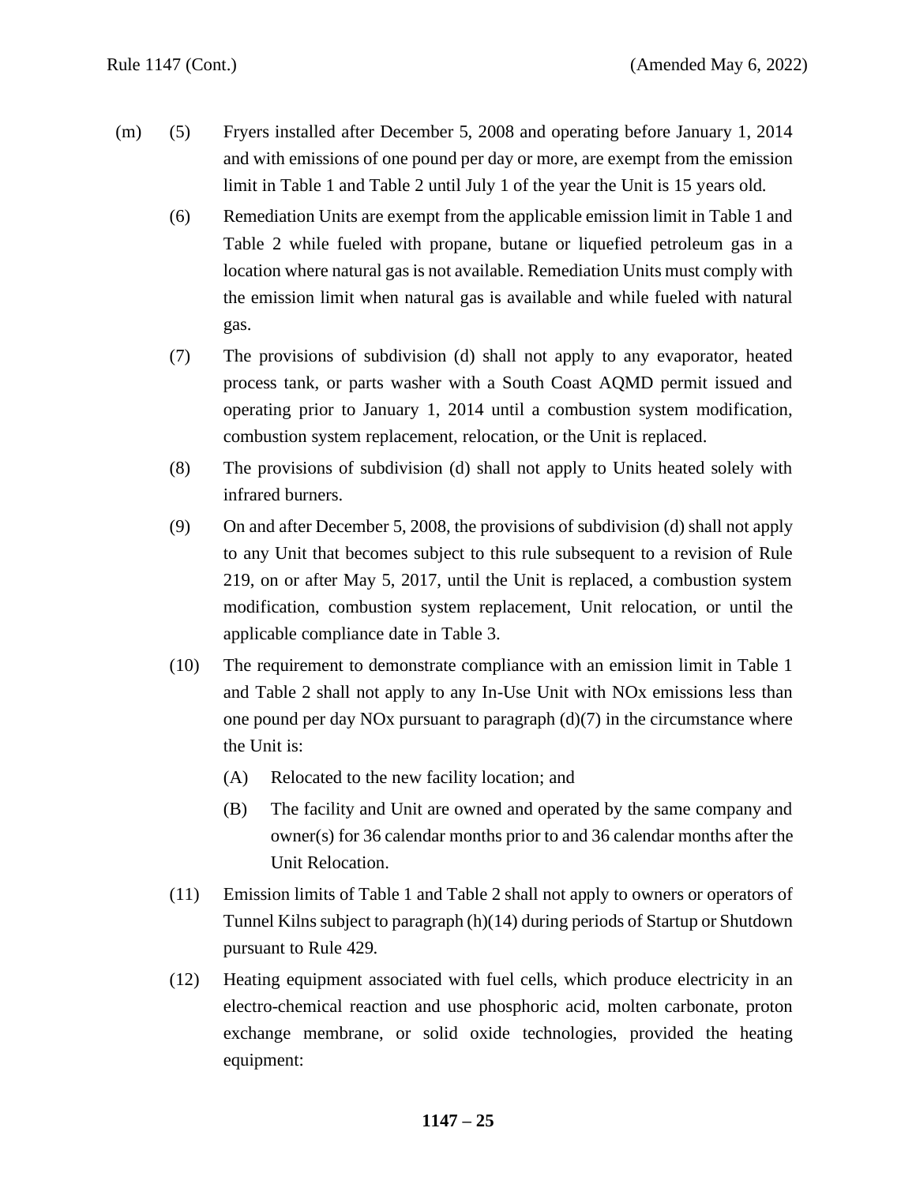(m) (5) Fryers installed after December 5, 2008 and operating before January 1, 2014 and with emissions of one pound per day or more, are exempt from the emission limit in Table 1 and Table 2 until July 1 of the year the Unit is 15 years old.

(6) Remediation Units are exempt from the applicable emission limit in Table 1 and Table 2 while fueled with propane, butane or liquefied petroleum gas in a location where natural gas is not available. Remediation Units must comply with the emission limit when natural gas is available and while fueled with natural gas.

(7) The provisions of subdivision (d) shall not apply to any evaporator, heated process tank, or parts washer with a South Coast AQMD permit issued and operating prior to January 1, 2014 until a combustion system modification, combustion system replacement, relocation, or the Unit is replaced.

(8) The provisions of subdivision (d) shall not apply to Units heated solely with infrared burners.

(9) On and after December 5, 2008, the provisions of subdivision (d) shall not apply to any Unit that becomes subject to this rule subsequent to a revision of Rule 219, on or after May 5, 2017, until the Unit is replaced, a combustion system modification, combustion system replacement, Unit relocation, or until the applicable compliance date in Table 3.

(10) The requirement to demonstrate compliance with an emission limit in Table 1 and Table 2 shall not apply to any In-Use Unit with NOx emissions less than one pound per day NOx pursuant to paragraph (d)(7) in the circumstance where the Unit is:

(A) Relocated to the new facility location; and

(B) The facility and Unit are owned and operated by the same company and owner(s) for 36 calendar months prior to and 36 calendar months after the Unit Relocation.

(11) Emission limits of Table 1 and Table 2 shall not apply to owners or operators of Tunnel Kilns subject to paragraph (h)(14) during periods of Startup or Shutdown pursuant to Rule 429.

(12) Heating equipment associated with fuel cells, which produce electricity in an electro-chemical reaction and use phosphoric acid, molten carbonate, proton exchange membrane, or solid oxide technologies, provided the heating equipment: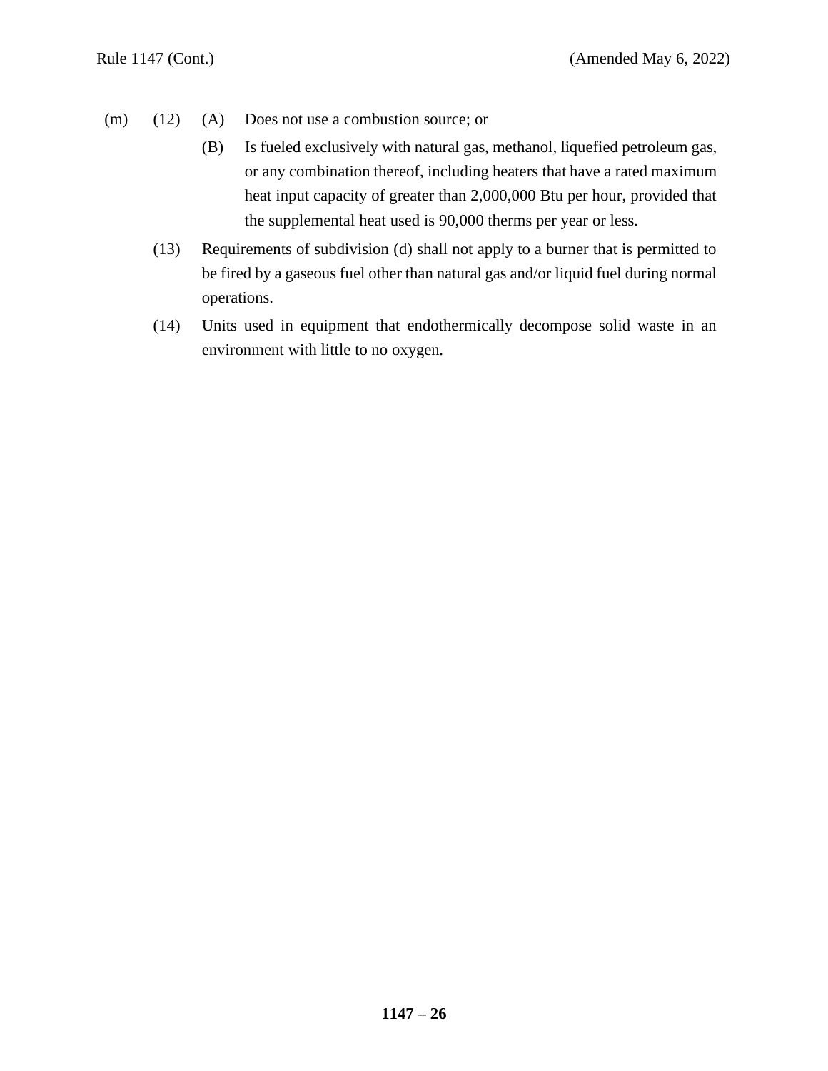(m) (12) (A) Does not use a combustion source; or

(B) Is fueled exclusively with natural gas, methanol, liquefied petroleum gas, or any combination thereof, including heaters that have a rated maximum heat input capacity of greater than 2,000,000 Btu per hour, provided that the supplemental heat used is 90,000 therms per year or less.

(13) Requirements of subdivision (d) shall not apply to a burner that is permitted to be fired by a gaseous fuel other than natural gas and/or liquid fuel during normal operations.

(14) Units used in equipment that endothermically decompose solid waste in an environment with little to no oxygen.